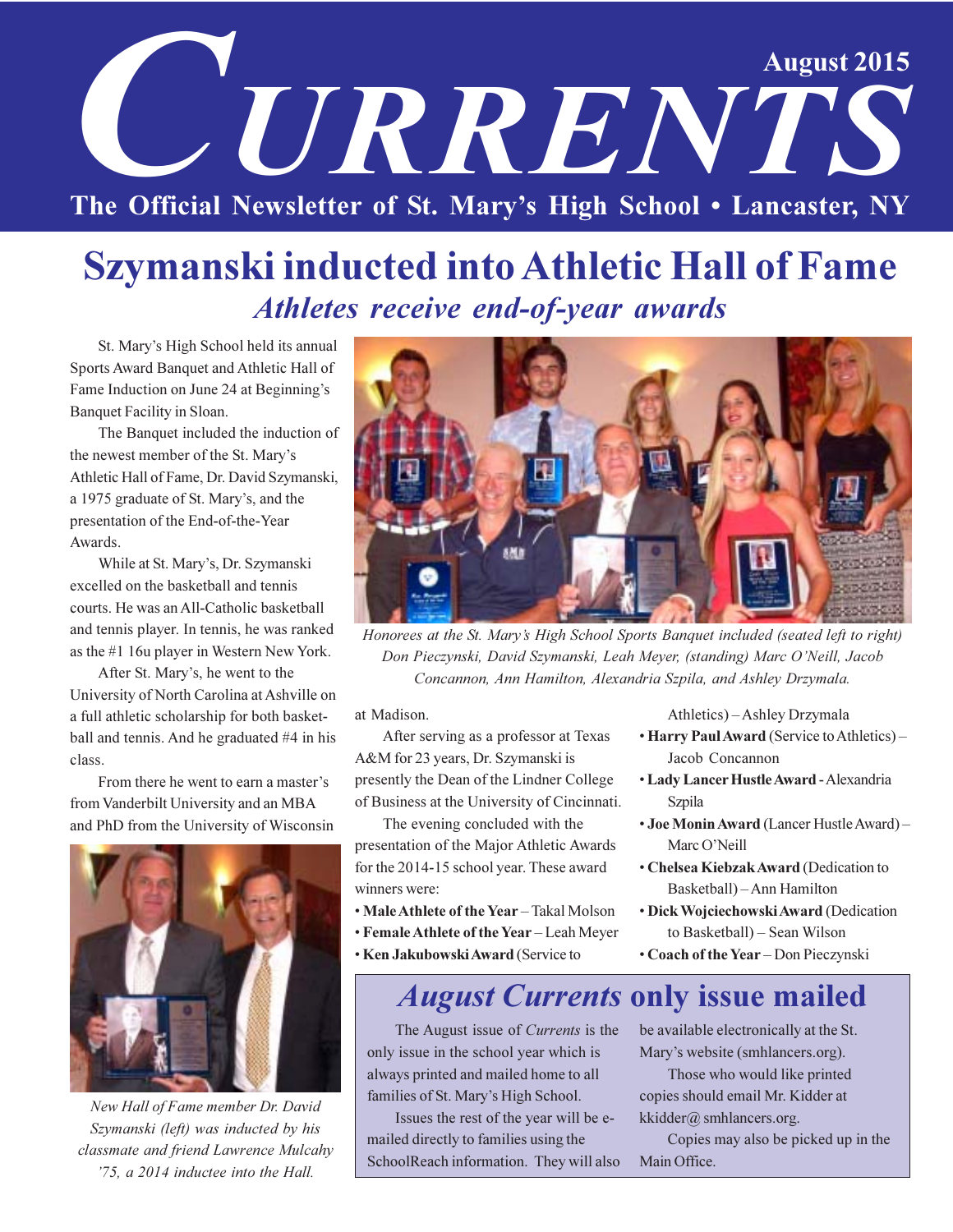# CURRENTS

August 2015

The Official Newsletter of St. Mary's High School • Lancaster, NY

# Szymanski inducted into Athletic Hall of Fame

## *Athletes receive end-of-year awards*

St. Mary's High School held its annual Sports Award Banquet and Athletic Hall of Fame Induction on June 24 at Beginning's Banquet Facility in Sloan.

The Banquet included the induction of the newest member of the St. Mary's Athletic Hall of Fame, Dr. David Szymanski, a 1975 graduate of St. Mary's, and the presentation of the End-of-the-Year Awards.

While at St. Mary's, Dr. Szymanski excelled on the basketball and tennis courts. He was an All-Catholic basketball and tennis player. In tennis, he was ranked as the #1 16u player in Western New York.

After St. Mary's, he went to the University of North Carolina at Ashville on a full athletic scholarship for both basketball and tennis. And he graduated #4 in his class.

From there he went to earn a master's from Vanderbilt University and an MBA and PhD from the University of Wisconsin at Madison.

*New Hall of Fame member Dr. David Szymanski (left) was inducted by his classmate and friend Lawrence Mulcahy '75, a 2014 inductee into the Hall.*

*Honorees at the St. Mary's High School Sports Banquet included (seated left to right) Don Pieczynski, David Szymanski, Leah Meyer, (standing) Marc O'Neill, Jacob Concannon, Ann Hamilton, Alexandria Szpila, and Ashley Drzymala.*

After serving as a professor at Texas A&M for 23 years, Dr. Szymanski is presently the Dean of the Lindner College of Business at the University of Cincinnati.

The evening concluded with the presentation of the Major Athletic Awards for the 2014-15 school year. These award winners were:

- **Male Athlete of the Year** – Takal Molson
- **Female Athlete of the Year** – Leah Meyer
- **Ken Jakubowski Award** (Service to Athletics) – Ashley Drzymala
- **Harry Paul Award** (Service to Athletics) – Jacob Concannon
- **Lady Lancer Hustle Award** - Alexandria Szpila
- **Joe Monin Award** (Lancer Hustle Award) – Marc O'Neill
- **Chelsea Kiebzak Award** (Dedication to Basketball) – Ann Hamilton
- **Dick Wojciechowski Award** (Dedication to Basketball) – Sean Wilson
- **Coach of the Year** – Don Pieczynski

## *August Currents* only issue mailed

The August issue of *Currents* is the only issue in the school year which is always printed and mailed home to all families of St. Mary's High School.

Issues the rest of the year will be e-mailed directly to families using the SchoolReach information. They will also be available electronically at the St. Mary's website (smhlancers.org).

Those who would like printed copies should email Mr. Kidder at kkidder@ smhlancers.org.

Copies may also be picked up in the Main Office.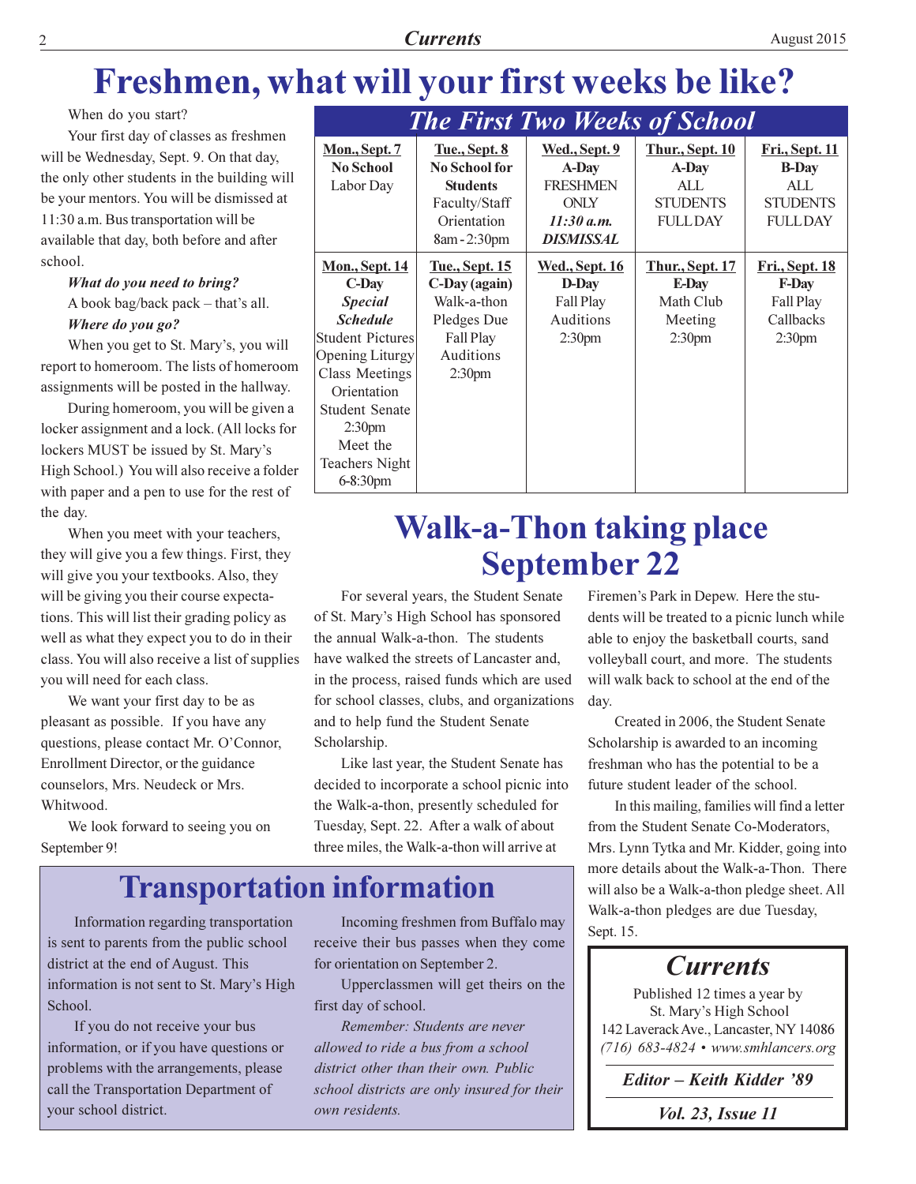# Freshmen, what will your first weeks be like?

When do you start?

Your first day of classes as freshmen will be Wednesday, Sept. 9. On that day, the only other students in the building will be your mentors. You will be dismissed at 11:30 a.m. Bus transportation will be available that day, both before and after school.

***What do you need to bring?***

A book bag/back pack – that's all.

***Where do you go?***

When you get to St. Mary's, you will report to homeroom. The lists of homeroom assignments will be posted in the hallway.

During homeroom, you will be given a locker assignment and a lock. (All locks for lockers MUST be issued by St. Mary's High School.) You will also receive a folder with paper and a pen to use for the rest of the day.

When you meet with your teachers, they will give you a few things. First, they will give you your textbooks. Also, they will be giving you their course expectations. This will list their grading policy as well as what they expect you to do in their class. You will also receive a list of supplies you will need for each class.

We want your first day to be as pleasant as possible. If you have any questions, please contact Mr. O'Connor, Enrollment Director, or the guidance counselors, Mrs. Neudeck or Mrs. Whitwood.

We look forward to seeing you on September 9!

## *The First Two Weeks of School*

| **Mon., Sept. 7** | **Tue., Sept. 8** | **Wed., Sept. 9** | **Thur., Sept. 10** | **Fri., Sept. 11** |
|---|---|---|---|---|
| **No School** Labor Day | **No School for Students** Faculty/Staff Orientation 8am - 2:30pm | **A-Day** FRESHMEN ONLY ***11:30 a.m. DISMISSAL*** | **A-Day** ALL STUDENTS FULL DAY | **B-Day** ALL STUDENTS FULL DAY |
| **Mon., Sept. 14** | **Tue., Sept. 15** | **Wed., Sept. 16** | **Thur., Sept. 17** | **Fri., Sept. 18** |
| **C-Day** ***Special Schedule*** Student Pictures Opening Liturgy Class Meetings Orientation Student Senate 2:30pm Meet the Teachers Night 6-8:30pm | **C-Day (again)** Walk-a-thon Pledges Due Fall Play Auditions 2:30pm | **D-Day** Fall Play Auditions 2:30pm | **E-Day** Math Club Meeting 2:30pm | **F-Day** Fall Play Callbacks 2:30pm |

# Walk-a-Thon taking place September 22

For several years, the Student Senate of St. Mary's High School has sponsored the annual Walk-a-thon. The students have walked the streets of Lancaster and, in the process, raised funds which are used for school classes, clubs, and organizations and to help fund the Student Senate Scholarship.

Like last year, the Student Senate has decided to incorporate a school picnic into the Walk-a-thon, presently scheduled for Tuesday, Sept. 22. After a walk of about three miles, the Walk-a-thon will arrive at Firemen's Park in Depew. Here the students will be treated to a picnic lunch while able to enjoy the basketball courts, sand volleyball court, and more. The students will walk back to school at the end of the day.

Created in 2006, the Student Senate Scholarship is awarded to an incoming freshman who has the potential to be a future student leader of the school.

In this mailing, families will find a letter from the Student Senate Co-Moderators, Mrs. Lynn Tytka and Mr. Kidder, going into more details about the Walk-a-Thon. There will also be a Walk-a-thon pledge sheet. All Walk-a-thon pledges are due Tuesday, Sept. 15.

# Transportation information

Information regarding transportation is sent to parents from the public school district at the end of August. This information is not sent to St. Mary's High School.

If you do not receive your bus information, or if you have questions or problems with the arrangements, please call the Transportation Department of your school district.

Incoming freshmen from Buffalo may receive their bus passes when they come for orientation on September 2.

Upperclassmen will get theirs on the first day of school.

*Remember: Students are never allowed to ride a bus from a school district other than their own. Public school districts are only insured for their own residents.*

## *Currents*

Published 12 times a year by
St. Mary's High School
142 Laverack Ave., Lancaster, NY 14086
*(716) 683-4824 • www.smhlancers.org*

***Editor – Keith Kidder '89***

***Vol. 23, Issue 11***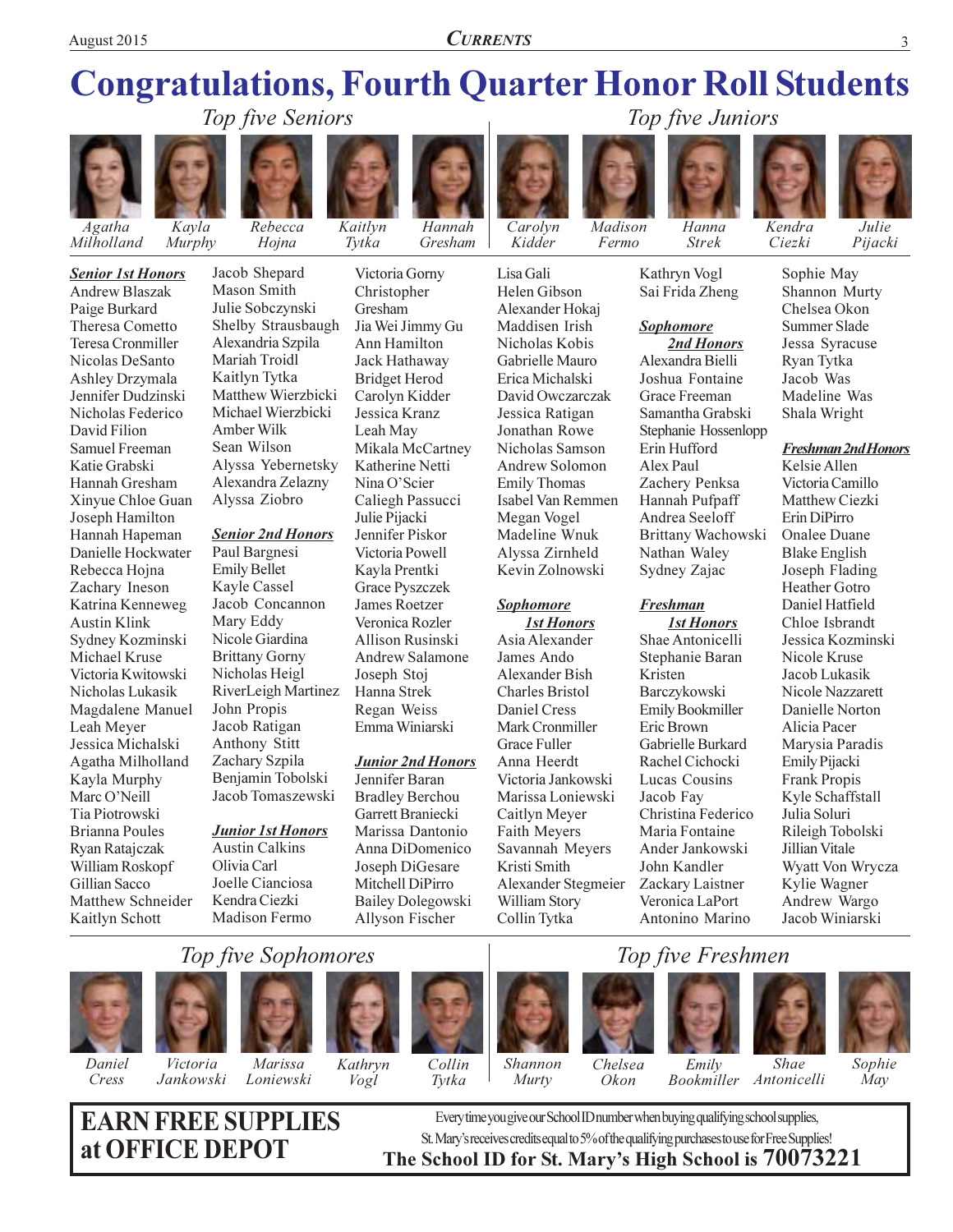# Congratulations, Fourth Quarter Honor Roll Students

*Top five Seniors*

Agatha Milholland, Kayla Murphy, Rebecca Hojna, Kaitlyn Tytka, Hannah Gresham

*Top five Juniors*

Carolyn Kidder, Madison Fermo, Hanna Strek, Kendra Ciezki, Julie Pijacki

**Senior 1st Honors**

Andrew Blaszak
Paige Burkard
Theresa Cometto
Teresa Cronmiller
Nicolas DeSanto
Ashley Drzymala
Jennifer Dudzinski
Nicholas Federico
David Filion
Samuel Freeman
Katie Grabski
Hannah Gresham
Xinyue Chloe Guan
Joseph Hamilton
Hannah Hapeman
Danielle Hockwater
Rebecca Hojna
Zachary Ineson
Katrina Kenneweg
Austin Klink
Sydney Kozminski
Michael Kruse
Victoria Kwitowski
Nicholas Lukasik
Magdalene Manuel
Leah Meyer
Jessica Michalski
Agatha Milholland
Kayla Murphy
Marc O'Neill
Tia Piotrowski
Brianna Poules
Ryan Ratajczak
William Roskopf
Gillian Sacco
Matthew Schneider
Kaitlyn Schott
Jacob Shepard
Mason Smith
Julie Sobczynski
Shelby Strausbaugh
Alexandria Szpila
Mariah Troidl
Kaitlyn Tytka
Matthew Wierzbicki
Michael Wierzbicki
Amber Wilk
Sean Wilson
Alyssa Yebernetsky
Alexandra Zelazny
Alyssa Ziobro

**Senior 2nd Honors**

Paul Bargnesi
Emily Bellet
Kayle Cassel
Jacob Concannon
Mary Eddy
Nicole Giardina
Brittany Gorny
Nicholas Heigl
RiverLeigh Martinez
John Propis
Jacob Ratigan
Anthony Stitt
Zachary Szpila
Benjamin Tobolski
Jacob Tomaszewski

**Junior 1st Honors**

Austin Calkins
Olivia Carl
Joelle Cianciosa
Kendra Ciezki
Madison Fermo
Victoria Gorny
Christopher Gresham
Jia Wei Jimmy Gu
Ann Hamilton
Jack Hathaway
Bridget Herod
Carolyn Kidder
Jessica Kranz
Leah May
Mikala McCartney
Katherine Netti
Nina O'Scier
Caliegh Passucci
Julie Pijacki
Jennifer Piskor
Victoria Powell
Kayla Prentki
Grace Pyszczek
James Roetzer
Veronica Rozler
Allison Rusinski
Andrew Salamone
Joseph Stoj
Hanna Strek
Regan Weiss
Emma Winiarski

**Junior 2nd Honors**

Jennifer Baran
Bradley Berchou
Garrett Braniecki
Marissa Dantonio
Anna DiDomenico
Joseph DiGesare
Mitchell DiPirro
Bailey Dolegowski
Allyson Fischer
Lisa Gali
Helen Gibson
Alexander Hokaj
Maddisen Irish
Nicholas Kobis
Gabrielle Mauro
Erica Michalski
David Owczarczak
Jessica Ratigan
Jonathan Rowe
Nicholas Samson
Andrew Solomon
Emily Thomas
Isabel Van Remmen
Megan Vogel
Madeline Wnuk
Alyssa Zirnheld
Kevin Zolnowski

**Sophomore 1st Honors**

Asia Alexander
James Ando
Alexander Bish
Charles Bristol
Daniel Cress
Mark Cronmiller
Grace Fuller
Anna Heerdt
Victoria Jankowski
Marissa Loniewski
Caitlyn Meyer
Faith Meyers
Savannah Meyers
Kristi Smith
Alexander Stegmeier
William Story
Collin Tytka
Kathryn Vogl
Sai Frida Zheng

**Sophomore 2nd Honors**

Alexandra Bielli
Joshua Fontaine
Grace Freeman
Samantha Grabski
Stephanie Hossenlopp
Erin Hufford
Alex Paul
Zachery Penksa
Hannah Pufpaff
Andrea Seeloff
Brittany Wachowski
Nathan Waley
Sydney Zajac

**Freshman 1st Honors**

Shae Antonicelli
Stephanie Baran
Kristen Barczykowski
Emily Bookmiller
Eric Brown
Gabrielle Burkard
Rachel Cichocki
Lucas Cousins
Jacob Fay
Christina Federico
Maria Fontaine
Ander Jankowski
John Kandler
Zackary Laistner
Veronica LaPort
Antonino Marino
Sophie May
Shannon Murty
Chelsea Okon
Summer Slade
Jessa Syracuse
Ryan Tytka
Jacob Was
Madeline Was
Shala Wright

**Freshman 2nd Honors**

Kelsie Allen
Victoria Camillo
Matthew Ciezki
Erin DiPirro
Onalee Duane
Blake English
Joseph Flading
Heather Gotro
Daniel Hatfield
Chloe Isbrandt
Jessica Kozminski
Nicole Kruse
Jacob Lukasik
Nicole Nazzarett
Danielle Norton
Alicia Pacer
Marysia Paradis
Emily Pijacki
Frank Propis
Kyle Schaffstall
Julia Soluri
Rileigh Tobolski
Jillian Vitale
Wyatt Von Wrycza
Kylie Wagner
Andrew Wargo
Jacob Winiarski

*Top five Sophomores*

Daniel Cress, Victoria Jankowski, Marissa Loniewski, Kathryn Vogl, Collin Tytka

*Top five Freshmen*

Shannon Murty, Chelsea Okon, Emily Bookmiller, Shae Antonicelli, Sophie May

**EARN FREE SUPPLIES at OFFICE DEPOT**

Every time you give our School ID number when buying qualifying school supplies, St. Mary's receives credits equal to 5% of the qualifying purchases to use for Free Supplies!

**The School ID for St. Mary's High School is 70073221**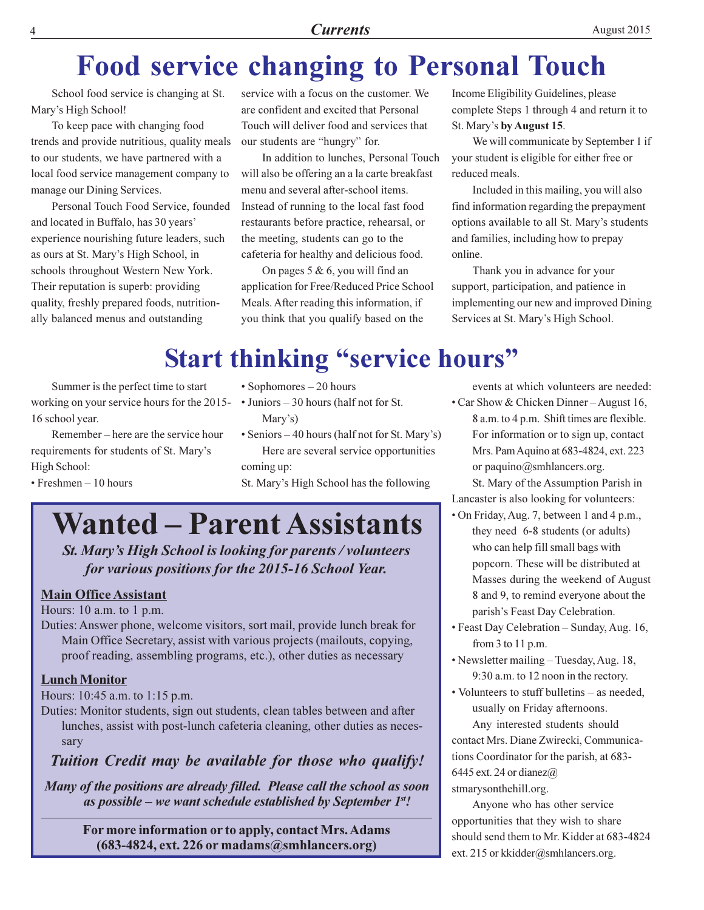# Food service changing to Personal Touch

School food service is changing at St. Mary's High School!

To keep pace with changing food trends and provide nutritious, quality meals to our students, we have partnered with a local food service management company to manage our Dining Services.

Personal Touch Food Service, founded and located in Buffalo, has 30 years' experience nourishing future leaders, such as ours at St. Mary's High School, in schools throughout Western New York. Their reputation is superb: providing quality, freshly prepared foods, nutritionally balanced menus and outstanding service with a focus on the customer. We are confident and excited that Personal Touch will deliver food and services that our students are "hungry" for.

In addition to lunches, Personal Touch will also be offering an a la carte breakfast menu and several after-school items. Instead of running to the local fast food restaurants before practice, rehearsal, or the meeting, students can go to the cafeteria for healthy and delicious food.

On pages 5 & 6, you will find an application for Free/Reduced Price School Meals. After reading this information, if you think that you qualify based on the Income Eligibility Guidelines, please complete Steps 1 through 4 and return it to St. Mary's **by August 15**.

We will communicate by September 1 if your student is eligible for either free or reduced meals.

Included in this mailing, you will also find information regarding the prepayment options available to all St. Mary's students and families, including how to prepay online.

Thank you in advance for your support, participation, and patience in implementing our new and improved Dining Services at St. Mary's High School.

# Start thinking "service hours"

Summer is the perfect time to start working on your service hours for the 2015-16 school year.

Remember – here are the service hour requirements for students of St. Mary's High School:

- Freshmen – 10 hours
- Sophomores – 20 hours
- Juniors – 30 hours (half not for St. Mary's)
- Seniors – 40 hours (half not for St. Mary's)

Here are several service opportunities coming up:

St. Mary's High School has the following events at which volunteers are needed:

- Car Show & Chicken Dinner – August 16, 8 a.m. to 4 p.m. Shift times are flexible. For information or to sign up, contact Mrs. Pam Aquino at 683-4824, ext. 223 or paquino@smhlancers.org.

St. Mary of the Assumption Parish in Lancaster is also looking for volunteers:

- On Friday, Aug. 7, between 1 and 4 p.m., they need 6-8 students (or adults) who can help fill small bags with popcorn. These will be distributed at Masses during the weekend of August 8 and 9, to remind everyone about the parish's Feast Day Celebration.
- Feast Day Celebration – Sunday, Aug. 16, from 3 to 11 p.m.
- Newsletter mailing – Tuesday, Aug. 18, 9:30 a.m. to 12 noon in the rectory.
- Volunteers to stuff bulletins – as needed, usually on Friday afternoons.

Any interested students should contact Mrs. Diane Zwirecki, Communications Coordinator for the parish, at 683-6445 ext. 24 or dianez@stmarysonthehill.org.

Anyone who has other service opportunities that they wish to share should send them to Mr. Kidder at 683-4824 ext. 215 or kkidder@smhlancers.org.

# Wanted – Parent Assistants

***St. Mary's High School is looking for parents / volunteers for various positions for the 2015-16 School Year.***

**Main Office Assistant**

Hours: 10 a.m. to 1 p.m.

Duties: Answer phone, welcome visitors, sort mail, provide lunch break for Main Office Secretary, assist with various projects (mailouts, copying, proof reading, assembling programs, etc.), other duties as necessary

**Lunch Monitor**

Hours: 10:45 a.m. to 1:15 p.m.

Duties: Monitor students, sign out students, clean tables between and after lunches, assist with post-lunch cafeteria cleaning, other duties as necessary

***Tuition Credit may be available for those who qualify!***

***Many of the positions are already filled. Please call the school as soon as possible – we want schedule established by September 1st!***

**For more information or to apply, contact Mrs. Adams (683-4824, ext. 226 or madams@smhlancers.org)**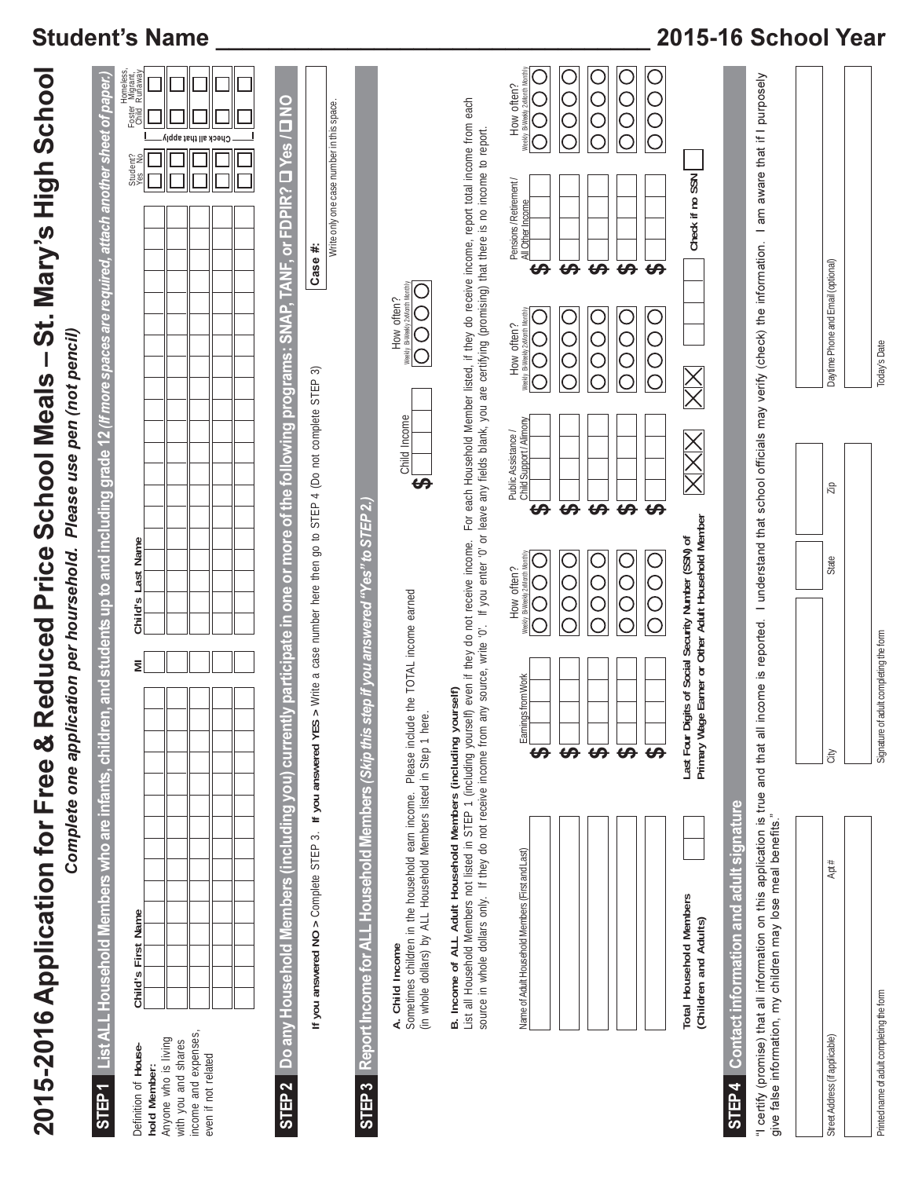# Student's Name ________________________________ 2015-16 School Year

# 2015-2016 Application for Free & Reduced Price School Meals – St. Mary's High School

***Complete one application per household. Please use pen (not pencil)***

## STEP 1 List ALL Household Members who are infants, children, and students up to and including grade 12 *(If more spaces are required, attach another sheet of paper.)*

Definition of **Household Member:** Anyone who is living with you and shares income and expenses, even if not related

| Child's First Name | MI | Child's Last Name | Student? Yes | Student? No | Foster Child | Homeless, Migrant, Runaway |
|---|---|---|---|---|---|---|
| | | | ☐ | ☐ | ☐ | ☐ |
| | | | ☐ | ☐ | ☐ | ☐ |
| | | | ☐ | ☐ | ☐ | ☐ |
| | | | ☐ | ☐ | ☐ | ☐ |
| | | | ☐ | ☐ | ☐ | ☐ |

Check all that apply (Foster Child / Homeless, Migrant, Runaway)

## STEP 2 Do any Household Members (including you) currently participate in one or more of the following programs: SNAP, TANF, or FDPIR? ☐ Yes / ☐ NO

**If you answered NO >** Complete STEP 3. **If you answered YES >** Write a case number here then go to STEP 4 (Do not complete STEP 3)

**Case #:** ____________
Write only one case number in this space.

## STEP 3 Report Income for ALL Household Members *(Skip this step if you answered "Yes" to STEP 2.)*

**A. Child Income**
Sometimes children in the household earn income. Please include the TOTAL income earned (in whole dollars) by ALL Household Members listed in Step 1 here.

Child Income $ ______ How often? ◯ Weekly ◯ Bi-Weekly ◯ 2x Month ◯ Monthly

**B. Income of ALL Adult Household Members (including yourself)**
List all Household Members not listed in STEP 1 (including yourself) even if they do not receive income. For each Household Member listed, if they do receive income, report total income from each source in whole dollars only. If they do not receive income from any source, write '0'. If you enter '0' or leave any fields blank, you are certifying (promising) that there is no income to report.

| Name of Adult Household Members (First and Last) | Earnings from Work | How often? (Weekly / Bi-Weekly / 2x Month / Monthly) | Public Assistance / Child Support / Alimony | How often? (Weekly / Bi-Weekly / 2x Month / Monthly) | Pensions / Retirement / All Other Income | How often? (Weekly / Bi-Weekly / 2x Month / Monthly) |
|---|---|---|---|---|---|---|
| | $ | ◯ ◯ ◯ ◯ | $ | ◯ ◯ ◯ ◯ | $ | ◯ ◯ ◯ ◯ |
| | $ | ◯ ◯ ◯ ◯ | $ | ◯ ◯ ◯ ◯ | $ | ◯ ◯ ◯ ◯ |
| | $ | ◯ ◯ ◯ ◯ | $ | ◯ ◯ ◯ ◯ | $ | ◯ ◯ ◯ ◯ |
| | $ | ◯ ◯ ◯ ◯ | $ | ◯ ◯ ◯ ◯ | $ | ◯ ◯ ◯ ◯ |
| | $ | ◯ ◯ ◯ ◯ | $ | ◯ ◯ ◯ ◯ | $ | ◯ ◯ ◯ ◯ |

**Total Household Members (Children and Adults)** ______

**Last Four Digits of Social Security Number (SSN) of Primary Wage Earner or Other Adult Household Member** XXX-XX-______ ☐ **Check if no SSN**

## STEP 4 Contact information and adult signature

"I certify (promise) that all information on this application is true and that all income is reported. I understand that school officials may verify (check) the information. I am aware that if I purposely give false information, my children may lose meal benefits."

| Street Address (if applicable) | Apt # | City | State | Zip | Daytime Phone and Email (optional) |
|---|---|---|---|---|---|
| | | | | | |

| Printed name of adult completing the form | Signature of adult completing the form | Today's Date |
|---|---|---|
| | | |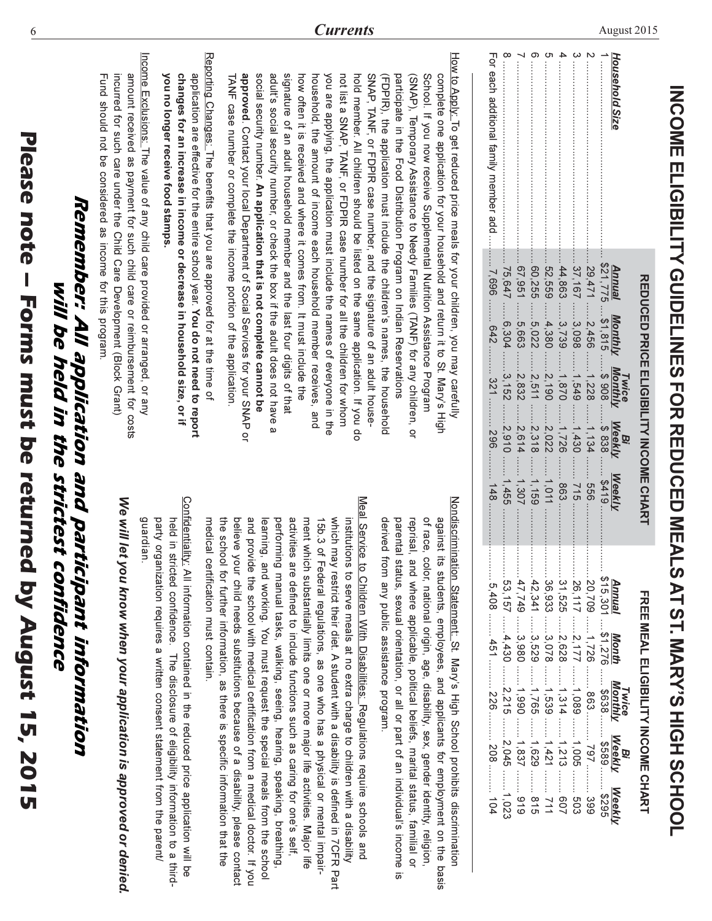# INCOME ELIGIBILITY GUIDELINES FOR REDUCED MEALS AT ST. MARY'S HIGH SCHOOL

| Household Size | REDUCED PRICE ELIGIBILITY INCOME CHART | | | | | FREE MEAL ELIGIBILITY INCOME CHART | | | | |
|---|---|---|---|---|---|---|---|---|---|---|
| | Annual | Monthly | Twice Monthly | Bi Weekly | Weekly | Annual | Month | Twice Monthly | Bi Weekly | Weekly |
| 1 | $21,775 | $1,815 | $ 908 | $ 838 | $419 | $15,301 | $1,276 | $638 | $589 | $295 |
| 2 | 29,471 | 2,456 | 1,228 | 1,134 | 556 | 20,709 | 1,726 | 863 | 797 | 399 |
| 3 | 37,167 | 3,098 | 1,549 | 1,430 | 715 | 26,117 | 2,177 | 1,089 | 1,005 | 503 |
| 4 | 44,863 | 3,739 | 1,870 | 1,726 | 863 | 31,525 | 2,628 | 1,314 | 1,213 | 607 |
| 5 | 52,559 | 4,380 | 2,190 | 2,022 | 1,011 | 36,933 | 3,078 | 1,539 | 1,421 | 711 |
| 6 | 60,255 | 5,022 | 2,511 | 2,318 | 1,159 | 42,341 | 3,529 | 1,765 | 1,629 | 815 |
| 7 | 67,951 | 5,663 | 2,832 | 2,614 | 1,307 | 47,749 | 3,980 | 1,990 | 1,837 | 919 |
| 8 | 75,647 | 6,304 | 3,152 | 2,910 | 1,455 | 53,157 | 4,430 | 2,215 | 2,045 | 1,023 |
| For each additional family member add | 7,696 | 642 | 321 | 296 | 148 | 5,408 | 451 | 226 | 208 | 104 |

How to Apply: To get reduced price meals for your children, you may carefully complete one application for your household and return it to St. Mary's High School. If you now receive Supplemental Nutrition Assistance Program (SNAP), Temporary Assistance to Needy Families (TANF) for any children, or participate in the Food Distribution Program on Indian Reservations (FDPIR), the application must include the children's names, the household SNAP, TANF, or FDPIR case number, and the signature of an adult household member. All children should be listed on the same application. If you do not list a SNAP, TANF, or FDPIR case number for all the children for whom you are applying, the application must include the names of everyone in the household, the amount of income each household member receives, and how often it is received and where it comes from. It must include the signature of an adult household member and the last four digits of that adult's social security number, or check the box if the adult does not have a social security number. **An application that is not complete cannot be approved**. Contact your local Department of Social Services for your SNAP or TANF case number or complete the income portion of the application.

Reporting Changes: The benefits that you are approved for at the time of application are effective for the entire school year. **You do not need to report changes for an increase in income or decrease in household size, or if you no longer receive food stamps.**

Income Exclusions: The value of any child care provided or arranged, or any amount received as payment for such child care or reimbursement for costs incurred for such care under the Child Care Development (Block Grant) Fund should not be considered as income for this program.

Nondiscrimination Statement: St. Mary's High School prohibits discrimination against its students, employees, and applicants for employment on the basis of race, color, national origin, age, disability, sex, gender identity, religion, reprisal, and where applicable, political beliefs, marital status, familial or parental status, sexual orientation, or all or part of an individual's income is derived from any public assistance program.

Meal Service to Children With Disabilities: Regulations require schools and institutions to serve meals at no extra charge to children with a disability which may restrict their diet. A student with a disability is defined in 7CFR Part 15b.3 of Federal regulations, as one who has a physical or mental impairment which substantially limits one or more major life activities. Major life activities are defined to include functions such as caring for one's self, performing manual tasks, walking, seeing, hearing, speaking, breathing, learning, and working. You must request the special meals from the school and provide the school with medical certification from a medical doctor. If you believe your child needs substitutions because of a disability, please contact the school for further information, as there is specific information that the medical certification must contain.

Confidentiality: All information contained in the reduced price application will be held in strictest confidence. The disclosure of eligibility information to a third-party organization requires a written consent statement from the parent/guardian.

***We will let you know when your application is approved or denied.***

***Remember: All application and participant information will be held in the strictest confidence***

**Please note – Forms must be returned by August 15, 2015**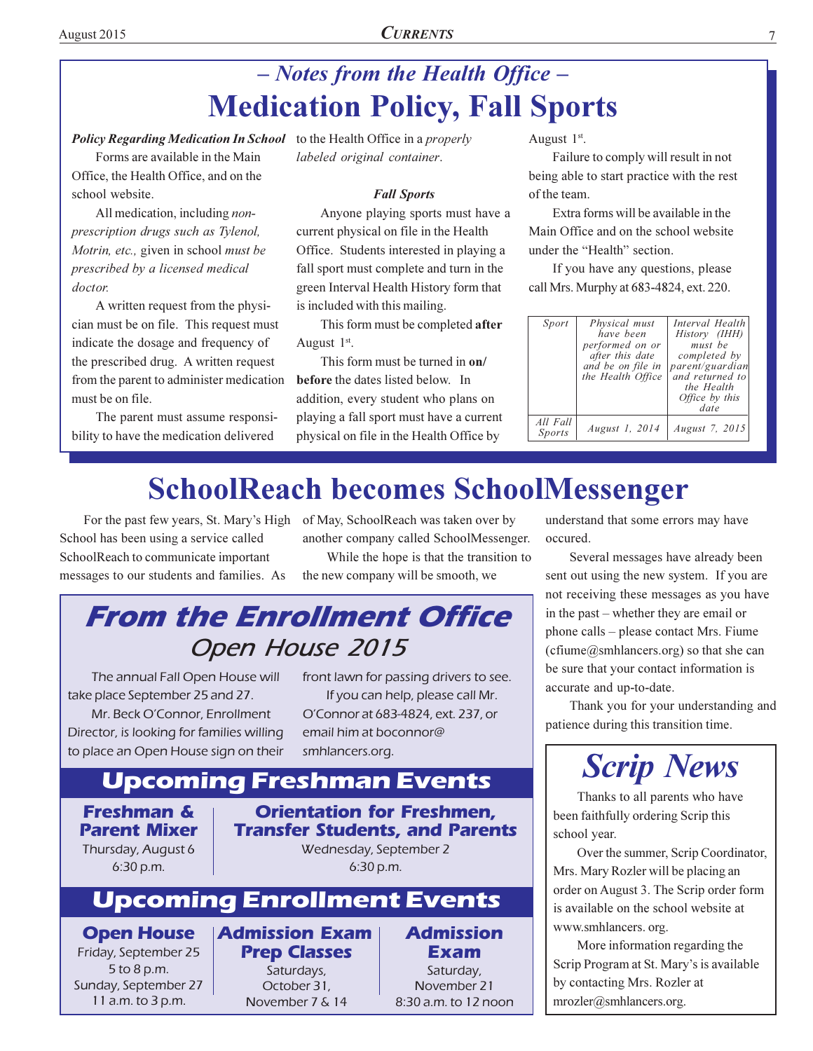## – Notes from the Health Office –

# Medication Policy, Fall Sports

***Policy Regarding Medication In School***

Forms are available in the Main Office, the Health Office, and on the school website.

All medication, including *non-prescription drugs such as Tylenol, Motrin, etc.,* given in school *must be prescribed by a licensed medical doctor.*

A written request from the physician must be on file. This request must indicate the dosage and frequency of the prescribed drug. A written request from the parent to administer medication must be on file.

The parent must assume responsibility to have the medication delivered to the Health Office in a *properly labeled original container*.

***Fall Sports***

Anyone playing sports must have a current physical on file in the Health Office. Students interested in playing a fall sport must complete and turn in the green Interval Health History form that is included with this mailing.

This form must be completed **after** August 1st.

This form must be turned in **on/before** the dates listed below. In addition, every student who plans on playing a fall sport must have a current physical on file in the Health Office by August 1st.

Failure to comply will result in not being able to start practice with the rest of the team.

Extra forms will be available in the Main Office and on the school website under the "Health" section.

If you have any questions, please call Mrs. Murphy at 683-4824, ext. 220.

| *Sport* | *Physical must have been performed on or after this date and be on file in the Health Office* | *Interval Health History (IHH) must be completed by parent/guardian and returned to the Health Office by this date* |
|---|---|---|
| *All Fall Sports* | *August 1, 2014* | *August 7, 2015* |

# SchoolReach becomes SchoolMessenger

For the past few years, St. Mary's High School has been using a service called SchoolReach to communicate important messages to our students and families. As of May, SchoolReach was taken over by another company called SchoolMessenger.

While the hope is that the transition to the new company will be smooth, we understand that some errors may have occured.

Several messages have already been sent out using the new system. If you are not receiving these messages as you have in the past – whether they are email or phone calls – please contact Mrs. Fiume (cfiume@smhlancers.org) so that she can be sure that your contact information is accurate and up-to-date.

Thank you for your understanding and patience during this transition time.

# From the Enrollment Office

## Open House 2015

The annual Fall Open House will take place September 25 and 27.

Mr. Beck O'Connor, Enrollment Director, is looking for families willing to place an Open House sign on their front lawn for passing drivers to see.

If you can help, please call Mr. O'Connor at 683-4824, ext. 237, or email him at boconnor@smhlancers.org.

## Upcoming Freshman Events

**Freshman & Parent Mixer**
Thursday, August 6
6:30 p.m.

**Orientation for Freshmen, Transfer Students, and Parents**
Wednesday, September 2
6:30 p.m.

## Upcoming Enrollment Events

**Open House**
Friday, September 25
5 to 8 p.m.
Sunday, September 27
11 a.m. to 3 p.m.

**Admission Exam Prep Classes**
Saturdays,
October 31,
November 7 & 14

**Admission Exam**
Saturday,
November 21
8:30 a.m. to 12 noon

# Scrip News

Thanks to all parents who have been faithfully ordering Scrip this school year.

Over the summer, Scrip Coordinator, Mrs. Mary Rozler will be placing an order on August 3. The Scrip order form is available on the school website at www.smhlancers. org.

More information regarding the Scrip Program at St. Mary's is available by contacting Mrs. Rozler at mrozler@smhlancers.org.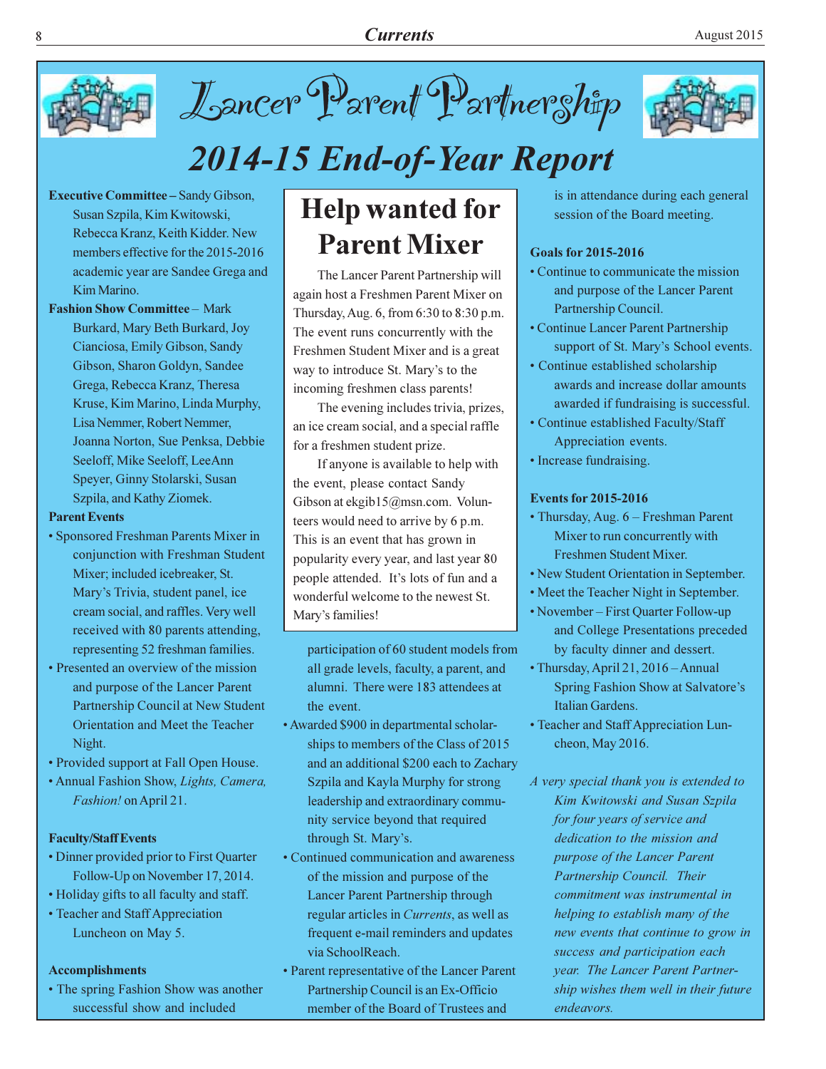# Lancer Parent Partnership

## 2014-15 End-of-Year Report

**Executive Committee –** Sandy Gibson, Susan Szpila, Kim Kwitowski, Rebecca Kranz, Keith Kidder. New members effective for the 2015-2016 academic year are Sandee Grega and Kim Marino.

**Fashion Show Committee** – Mark Burkard, Mary Beth Burkard, Joy Cianciosa, Emily Gibson, Sandy Gibson, Sharon Goldyn, Sandee Grega, Rebecca Kranz, Theresa Kruse, Kim Marino, Linda Murphy, Lisa Nemmer, Robert Nemmer, Joanna Norton, Sue Penksa, Debbie Seeloff, Mike Seeloff, LeeAnn Speyer, Ginny Stolarski, Susan Szpila, and Kathy Ziomek.

**Parent Events**

- Sponsored Freshman Parents Mixer in conjunction with Freshman Student Mixer; included icebreaker, St. Mary's Trivia, student panel, ice cream social, and raffles. Very well received with 80 parents attending, representing 52 freshman families.
- Presented an overview of the mission and purpose of the Lancer Parent Partnership Council at New Student Orientation and Meet the Teacher Night.
- Provided support at Fall Open House.
- Annual Fashion Show, *Lights, Camera, Fashion!* on April 21.

**Faculty/Staff Events**

- Dinner provided prior to First Quarter Follow-Up on November 17, 2014.
- Holiday gifts to all faculty and staff.
- Teacher and Staff Appreciation Luncheon on May 5.

**Accomplishments**

- The spring Fashion Show was another successful show and included participation of 60 student models from all grade levels, faculty, a parent, and alumni. There were 183 attendees at the event.
- Awarded $900 in departmental scholarships to members of the Class of 2015 and an additional $200 each to Zachary Szpila and Kayla Murphy for strong leadership and extraordinary community service beyond that required through St. Mary's.
- Continued communication and awareness of the mission and purpose of the Lancer Parent Partnership through regular articles in *Currents*, as well as frequent e-mail reminders and updates via SchoolReach.
- Parent representative of the Lancer Parent Partnership Council is an Ex-Officio member of the Board of Trustees and is in attendance during each general session of the Board meeting.

**Goals for 2015-2016**

- Continue to communicate the mission and purpose of the Lancer Parent Partnership Council.
- Continue Lancer Parent Partnership support of St. Mary's School events.
- Continue established scholarship awards and increase dollar amounts awarded if fundraising is successful.
- Continue established Faculty/Staff Appreciation events.
- Increase fundraising.

**Events for 2015-2016**

- Thursday, Aug. 6 – Freshman Parent Mixer to run concurrently with Freshmen Student Mixer.
- New Student Orientation in September.
- Meet the Teacher Night in September.
- November – First Quarter Follow-up and College Presentations preceded by faculty dinner and dessert.
- Thursday, April 21, 2016 – Annual Spring Fashion Show at Salvatore's Italian Gardens.
- Teacher and Staff Appreciation Luncheon, May 2016.

*A very special thank you is extended to Kim Kwitowski and Susan Szpila for four years of service and dedication to the mission and purpose of the Lancer Parent Partnership Council. Their commitment was instrumental in helping to establish many of the new events that continue to grow in success and participation each year. The Lancer Parent Partnership wishes them well in their future endeavors.*

## Help wanted for Parent Mixer

The Lancer Parent Partnership will again host a Freshmen Parent Mixer on Thursday, Aug. 6, from 6:30 to 8:30 p.m. The event runs concurrently with the Freshmen Student Mixer and is a great way to introduce St. Mary's to the incoming freshmen class parents!

The evening includes trivia, prizes, an ice cream social, and a special raffle for a freshmen student prize.

If anyone is available to help with the event, please contact Sandy Gibson at ekgib15@msn.com. Volunteers would need to arrive by 6 p.m. This is an event that has grown in popularity every year, and last year 80 people attended. It's lots of fun and a wonderful welcome to the newest St. Mary's families!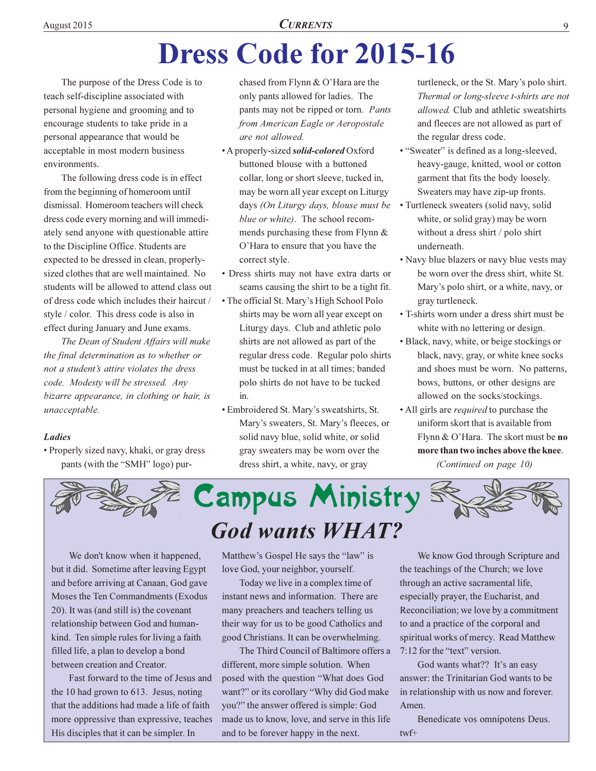# Dress Code for 2015-16

The purpose of the Dress Code is to teach self-discipline associated with personal hygiene and grooming and to encourage students to take pride in a personal appearance that would be acceptable in most modern business environments.

The following dress code is in effect from the beginning of homeroom until dismissal. Homeroom teachers will check dress code every morning and will immediately send anyone with questionable attire to the Discipline Office. Students are expected to be dressed in clean, properly-sized clothes that are well maintained. No students will be allowed to attend class out of dress code which includes their haircut / style / color. This dress code is also in effect during January and June exams.

*The Dean of Student Affairs will make the final determination as to whether or not a student's attire violates the dress code. Modesty will be stressed. Any bizarre appearance, in clothing or hair, is unacceptable.*

***Ladies***

- Properly sized navy, khaki, or gray dress pants (with the "SMH" logo) purchased from Flynn & O'Hara are the only pants allowed for ladies. The pants may not be ripped or torn. *Pants from American Eagle or Aeropostale are not allowed.*
- A properly-sized ***solid-colored*** Oxford buttoned blouse with a buttoned collar, long or short sleeve, tucked in, may be worn all year except on Liturgy days *(On Liturgy days, blouse must be blue or white)*. The school recommends purchasing these from Flynn & O'Hara to ensure that you have the correct style.
- Dress shirts may not have extra darts or seams causing the shirt to be a tight fit.
- The official St. Mary's High School Polo shirts may be worn all year except on Liturgy days. Club and athletic polo shirts are not allowed as part of the regular dress code. Regular polo shirts must be tucked in at all times; banded polo shirts do not have to be tucked in.
- Embroidered St. Mary's sweatshirts, St. Mary's sweaters, St. Mary's fleeces, or solid navy blue, solid white, or solid gray sweaters may be worn over the dress shirt, a white, navy, or gray turtleneck, or the St. Mary's polo shirt. *Thermal or long-sleeve t-shirts are not allowed.* Club and athletic sweatshirts and fleeces are not allowed as part of the regular dress code.
- "Sweater" is defined as a long-sleeved, heavy-gauge, knitted, wool or cotton garment that fits the body loosely. Sweaters may have zip-up fronts.
- Turtleneck sweaters (solid navy, solid white, or solid gray) may be worn without a dress shirt / polo shirt underneath.
- Navy blue blazers or navy blue vests may be worn over the dress shirt, white St. Mary's polo shirt, or a white, navy, or gray turtleneck.
- T-shirts worn under a dress shirt must be white with no lettering or design.
- Black, navy, white, or beige stockings or black, navy, gray, or white knee socks and shoes must be worn. No patterns, bows, buttons, or other designs are allowed on the socks/stockings.
- All girls are *required* to purchase the uniform skort that is available from Flynn & O'Hara. The skort must be **no more than two inches above the knee**.

*(Continued on page 10)*

## Campus Ministry

### *God wants WHAT?*

We don't know when it happened, but it did. Sometime after leaving Egypt and before arriving at Canaan, God gave Moses the Ten Commandments (Exodus 20). It was (and still is) the covenant relationship between God and humankind. Ten simple rules for living a faith filled life, a plan to develop a bond between creation and Creator.

Fast forward to the time of Jesus and the 10 had grown to 613. Jesus, noting that the additions had made a life of faith more oppressive than expressive, teaches His disciples that it can be simpler. In Matthew's Gospel He says the "law" is love God, your neighbor, yourself.

Today we live in a complex time of instant news and information. There are many preachers and teachers telling us their way for us to be good Catholics and good Christians. It can be overwhelming.

The Third Council of Baltimore offers a different, more simple solution. When posed with the question "What does God want?" or its corollary "Why did God make you?" the answer offered is simple: God made us to know, love, and serve in this life and to be forever happy in the next.

We know God through Scripture and the teachings of the Church; we love through an active sacramental life, especially prayer, the Eucharist, and Reconciliation; we love by a commitment to and a practice of the corporal and spiritual works of mercy. Read Matthew 7:12 for the "text" version.

God wants what?? It's an easy answer: the Trinitarian God wants to be in relationship with us now and forever. Amen.

Benedicate vos omnipotens Deus.

twf+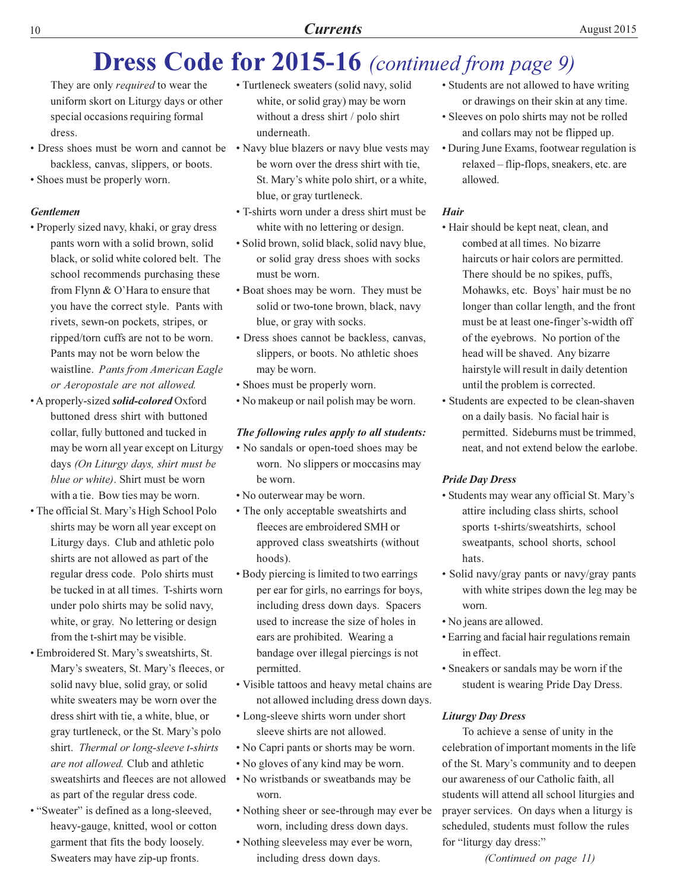# Dress Code for 2015-16 *(continued from page 9)*

They are only *required* to wear the uniform skort on Liturgy days or other special occasions requiring formal dress.

- Dress shoes must be worn and cannot be backless, canvas, slippers, or boots.
- Shoes must be properly worn.

***Gentlemen***

- Properly sized navy, khaki, or gray dress pants worn with a solid brown, solid black, or solid white colored belt. The school recommends purchasing these from Flynn & O'Hara to ensure that you have the correct style. Pants with rivets, sewn-on pockets, stripes, or ripped/torn cuffs are not to be worn. Pants may not be worn below the waistline. *Pants from American Eagle or Aeropostale are not allowed.*
- A properly-sized ***solid-colored*** Oxford buttoned dress shirt with buttoned collar, fully buttoned and tucked in may be worn all year except on Liturgy days *(On Liturgy days, shirt must be blue or white)*. Shirt must be worn with a tie. Bow ties may be worn.
- The official St. Mary's High School Polo shirts may be worn all year except on Liturgy days. Club and athletic polo shirts are not allowed as part of the regular dress code. Polo shirts must be tucked in at all times. T-shirts worn under polo shirts may be solid navy, white, or gray. No lettering or design from the t-shirt may be visible.
- Embroidered St. Mary's sweatshirts, St. Mary's sweaters, St. Mary's fleeces, or solid navy blue, solid gray, or solid white sweaters may be worn over the dress shirt with tie, a white, blue, or gray turtleneck, or the St. Mary's polo shirt. *Thermal or long-sleeve t-shirts are not allowed.* Club and athletic sweatshirts and fleeces are not allowed as part of the regular dress code.
- "Sweater" is defined as a long-sleeved, heavy-gauge, knitted, wool or cotton garment that fits the body loosely. Sweaters may have zip-up fronts.
- Turtleneck sweaters (solid navy, solid white, or solid gray) may be worn without a dress shirt / polo shirt underneath.
- Navy blue blazers or navy blue vests may be worn over the dress shirt with tie, St. Mary's white polo shirt, or a white, blue, or gray turtleneck.
- T-shirts worn under a dress shirt must be white with no lettering or design.
- Solid brown, solid black, solid navy blue, or solid gray dress shoes with socks must be worn.
- Boat shoes may be worn. They must be solid or two-tone brown, black, navy blue, or gray with socks.
- Dress shoes cannot be backless, canvas, slippers, or boots. No athletic shoes may be worn.
- Shoes must be properly worn.
- No makeup or nail polish may be worn.

***The following rules apply to all students:***

- No sandals or open-toed shoes may be worn. No slippers or moccasins may be worn.
- No outerwear may be worn.
- The only acceptable sweatshirts and fleeces are embroidered SMH or approved class sweatshirts (without hoods).
- Body piercing is limited to two earrings per ear for girls, no earrings for boys, including dress down days. Spacers used to increase the size of holes in ears are prohibited. Wearing a bandage over illegal piercings is not permitted.
- Visible tattoos and heavy metal chains are not allowed including dress down days.
- Long-sleeve shirts worn under short sleeve shirts are not allowed.
- No Capri pants or shorts may be worn.
- No gloves of any kind may be worn.
- No wristbands or sweatbands may be worn.
- Nothing sheer or see-through may ever be worn, including dress down days.
- Nothing sleeveless may ever be worn, including dress down days.
- Students are not allowed to have writing or drawings on their skin at any time.
- Sleeves on polo shirts may not be rolled and collars may not be flipped up.
- During June Exams, footwear regulation is relaxed – flip-flops, sneakers, etc. are allowed.

***Hair***

- Hair should be kept neat, clean, and combed at all times. No bizarre haircuts or hair colors are permitted. There should be no spikes, puffs, Mohawks, etc. Boys' hair must be no longer than collar length, and the front must be at least one-finger's-width off of the eyebrows. No portion of the head will be shaved. Any bizarre hairstyle will result in daily detention until the problem is corrected.
- Students are expected to be clean-shaven on a daily basis. No facial hair is permitted. Sideburns must be trimmed, neat, and not extend below the earlobe.

***Pride Day Dress***

- Students may wear any official St. Mary's attire including class shirts, school sports t-shirts/sweatshirts, school sweatpants, school shorts, school hats.
- Solid navy/gray pants or navy/gray pants with white stripes down the leg may be worn.
- No jeans are allowed.
- Earring and facial hair regulations remain in effect.
- Sneakers or sandals may be worn if the student is wearing Pride Day Dress.

***Liturgy Day Dress***

To achieve a sense of unity in the celebration of important moments in the life of the St. Mary's community and to deepen our awareness of our Catholic faith, all students will attend all school liturgies and prayer services. On days when a liturgy is scheduled, students must follow the rules for "liturgy day dress:"

*(Continued on page 11)*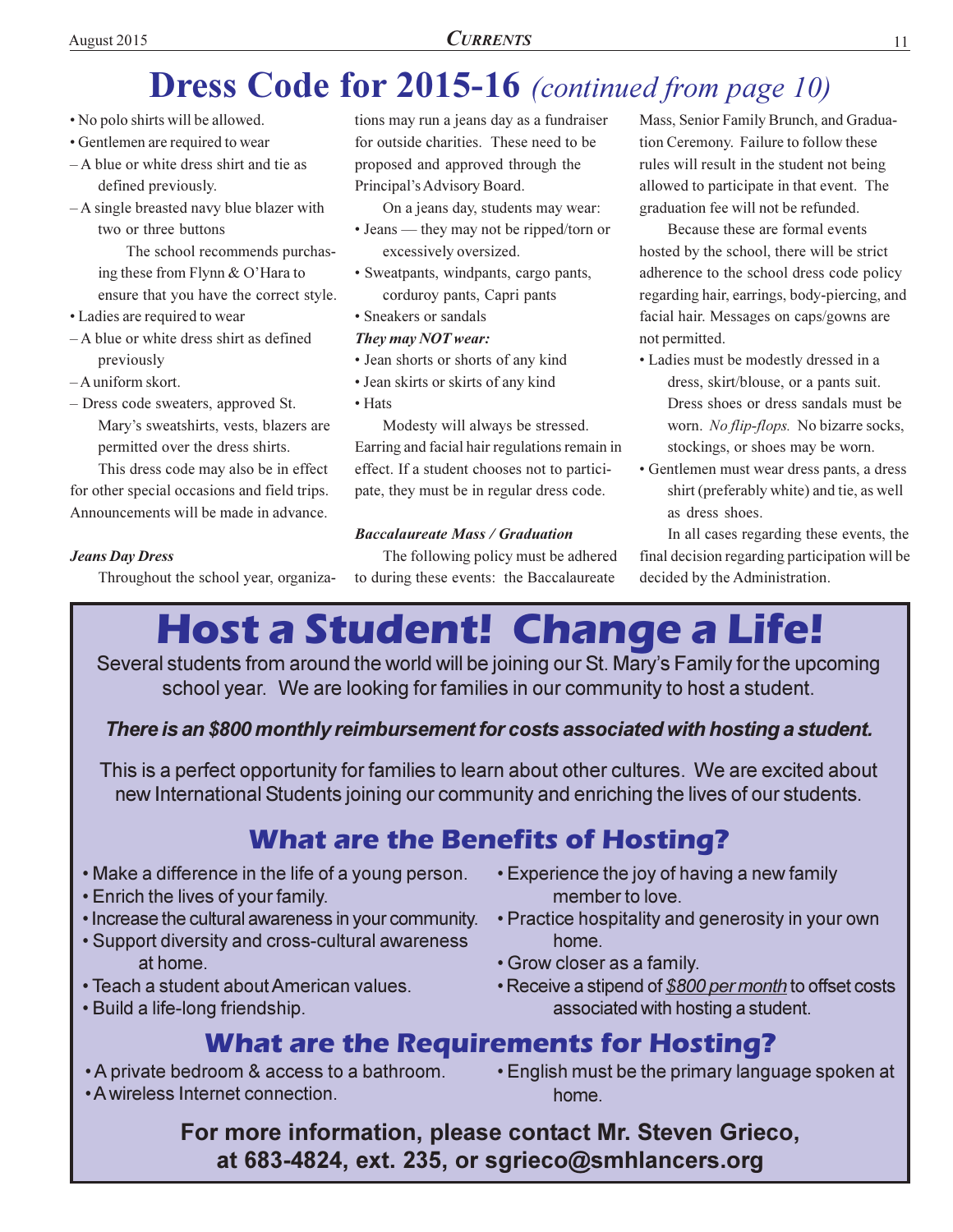# Dress Code for 2015-16 *(continued from page 10)*

- No polo shirts will be allowed.
- Gentlemen are required to wear
  - A blue or white dress shirt and tie as defined previously.
  - A single breasted navy blue blazer with two or three buttons

    The school recommends purchasing these from Flynn & O'Hara to ensure that you have the correct style.
- Ladies are required to wear
  - A blue or white dress shirt as defined previously
  - A uniform skort.
  - Dress code sweaters, approved St. Mary's sweatshirts, vests, blazers are permitted over the dress shirts.

This dress code may also be in effect for other special occasions and field trips. Announcements will be made in advance.

***Jeans Day Dress***

Throughout the school year, organizations may run a jeans day as a fundraiser for outside charities. These need to be proposed and approved through the Principal's Advisory Board.

On a jeans day, students may wear:

- Jeans — they may not be ripped/torn or excessively oversized.
- Sweatpants, windpants, cargo pants, corduroy pants, Capri pants
- Sneakers or sandals

***They may NOT wear:***

- Jean shorts or shorts of any kind
- Jean skirts or skirts of any kind
- Hats

Modesty will always be stressed. Earring and facial hair regulations remain in effect. If a student chooses not to participate, they must be in regular dress code.

***Baccalaureate Mass / Graduation***

The following policy must be adhered to during these events: the Baccalaureate Mass, Senior Family Brunch, and Graduation Ceremony. Failure to follow these rules will result in the student not being allowed to participate in that event. The graduation fee will not be refunded.

Because these are formal events hosted by the school, there will be strict adherence to the school dress code policy regarding hair, earrings, body-piercing, and facial hair. Messages on caps/gowns are not permitted.

- Ladies must be modestly dressed in a dress, skirt/blouse, or a pants suit. Dress shoes or dress sandals must be worn. *No flip-flops.* No bizarre socks, stockings, or shoes may be worn.
- Gentlemen must wear dress pants, a dress shirt (preferably white) and tie, as well as dress shoes.

In all cases regarding these events, the final decision regarding participation will be decided by the Administration.

# Host a Student! Change a Life!

Several students from around the world will be joining our St. Mary's Family for the upcoming school year. We are looking for families in our community to host a student.

***There is an $800 monthly reimbursement for costs associated with hosting a student.***

This is a perfect opportunity for families to learn about other cultures. We are excited about new International Students joining our community and enriching the lives of our students.

## What are the Benefits of Hosting?

- Make a difference in the life of a young person.
- Enrich the lives of your family.
- Increase the cultural awareness in your community.
- Support diversity and cross-cultural awareness at home.
- Teach a student about American values.
- Build a life-long friendship.
- Experience the joy of having a new family member to love.
- Practice hospitality and generosity in your own home.
- Grow closer as a family.
- Receive a stipend of *$800 per month* to offset costs associated with hosting a student.

## What are the Requirements for Hosting?

- A private bedroom & access to a bathroom.
- A wireless Internet connection.
- English must be the primary language spoken at home.

**For more information, please contact Mr. Steven Grieco, at 683-4824, ext. 235, or sgrieco@smhlancers.org**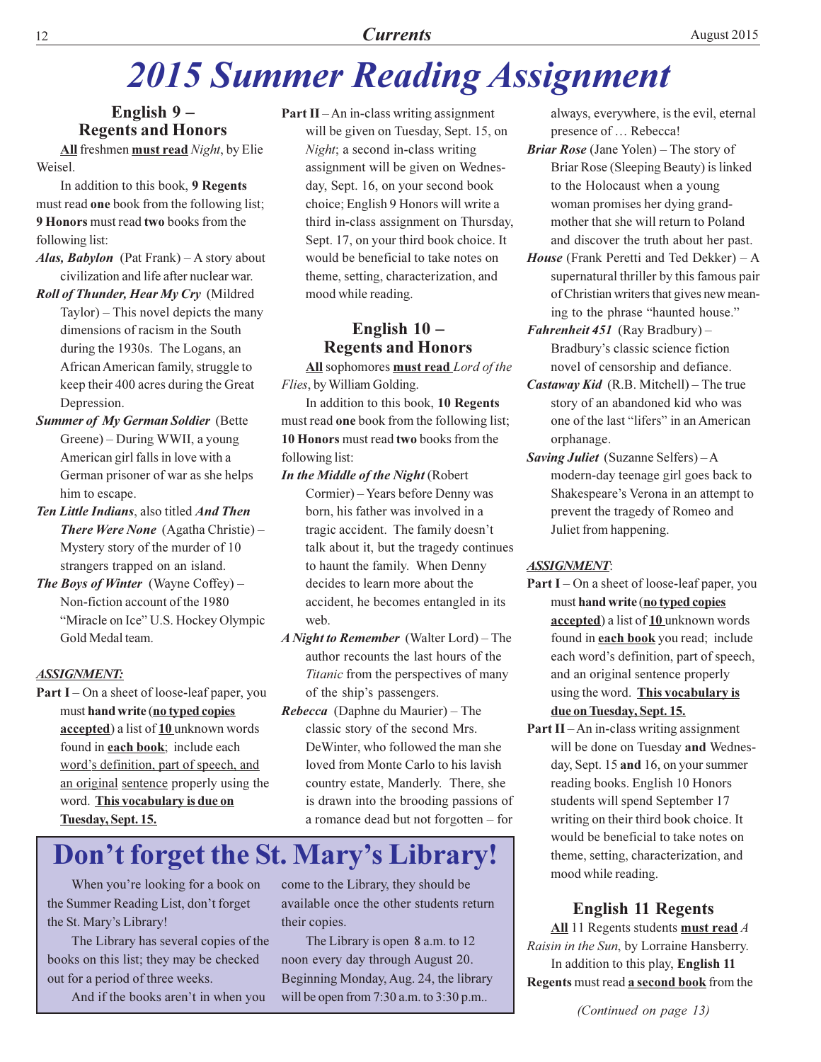# 2015 Summer Reading Assignment

## English 9 – Regents and Honors

**All** freshmen **must read** *Night*, by Elie Weisel.

In addition to this book, **9 Regents** must read **one** book from the following list; **9 Honors** must read **two** books from the following list:

***Alas, Babylon*** (Pat Frank) – A story about civilization and life after nuclear war.

***Roll of Thunder, Hear My Cry*** (Mildred Taylor) – This novel depicts the many dimensions of racism in the South during the 1930s. The Logans, an African American family, struggle to keep their 400 acres during the Great Depression.

***Summer of My German Soldier*** (Bette Greene) – During WWII, a young American girl falls in love with a German prisoner of war as she helps him to escape.

***Ten Little Indians***, also titled ***And Then There Were None*** (Agatha Christie) – Mystery story of the murder of 10 strangers trapped on an island.

***The Boys of Winter*** (Wayne Coffey) – Non-fiction account of the 1980 "Miracle on Ice" U.S. Hockey Olympic Gold Medal team.

***ASSIGNMENT:***

**Part I** – On a sheet of loose-leaf paper, you must **hand write** (**no typed copies accepted**) a list of **10** unknown words found in **each book**; include each word's definition, part of speech, and an original sentence properly using the word. **This vocabulary is due on Tuesday, Sept. 15.**

**Part II** – An in-class writing assignment will be given on Tuesday, Sept. 15, on *Night*; a second in-class writing assignment will be given on Wednesday, Sept. 16, on your second book choice; English 9 Honors will write a third in-class assignment on Thursday, Sept. 17, on your third book choice. It would be beneficial to take notes on theme, setting, characterization, and mood while reading.

## English 10 – Regents and Honors

**All** sophomores **must read** *Lord of the Flies*, by William Golding.

In addition to this book, **10 Regents** must read **one** book from the following list; **10 Honors** must read **two** books from the following list:

***In the Middle of the Night*** (Robert Cormier) – Years before Denny was born, his father was involved in a tragic accident. The family doesn't talk about it, but the tragedy continues to haunt the family. When Denny decides to learn more about the accident, he becomes entangled in its web.

***A Night to Remember*** (Walter Lord) – The author recounts the last hours of the *Titanic* from the perspectives of many of the ship's passengers.

***Rebecca*** (Daphne du Maurier) – The classic story of the second Mrs. DeWinter, who followed the man she loved from Monte Carlo to his lavish country estate, Manderly. There, she is drawn into the brooding passions of a romance dead but not forgotten – for always, everywhere, is the evil, eternal presence of … Rebecca!

***Briar Rose*** (Jane Yolen) – The story of Briar Rose (Sleeping Beauty) is linked to the Holocaust when a young woman promises her dying grandmother that she will return to Poland and discover the truth about her past.

***House*** (Frank Peretti and Ted Dekker) – A supernatural thriller by this famous pair of Christian writers that gives new meaning to the phrase "haunted house."

***Fahrenheit 451*** (Ray Bradbury) – Bradbury's classic science fiction novel of censorship and defiance.

***Castaway Kid*** (R.B. Mitchell) – The true story of an abandoned kid who was one of the last "lifers" in an American orphanage.

***Saving Juliet*** (Suzanne Selfers) – A modern-day teenage girl goes back to Shakespeare's Verona in an attempt to prevent the tragedy of Romeo and Juliet from happening.

***ASSIGNMENT***:

**Part I** – On a sheet of loose-leaf paper, you must **hand write** (**no typed copies accepted**) a list of **10** unknown words found in **each book** you read; include each word's definition, part of speech, and an original sentence properly using the word. **This vocabulary is due on Tuesday, Sept. 15.**

**Part II** – An in-class writing assignment will be done on Tuesday **and** Wednesday, Sept. 15 **and** 16, on your summer reading books. English 10 Honors students will spend September 17 writing on their third book choice. It would be beneficial to take notes on theme, setting, characterization, and mood while reading.

## English 11 Regents

**All** 11 Regents students **must read** *A Raisin in the Sun*, by Lorraine Hansberry.

In addition to this play, **English 11 Regents** must read **a second book** from the

*(Continued on page 13)*

## Don't forget the St. Mary's Library!

When you're looking for a book on the Summer Reading List, don't forget the St. Mary's Library!

The Library has several copies of the books on this list; they may be checked out for a period of three weeks.

And if the books aren't in when you come to the Library, they should be available once the other students return their copies.

The Library is open 8 a.m. to 12 noon every day through August 20. Beginning Monday, Aug. 24, the library will be open from 7:30 a.m. to 3:30 p.m..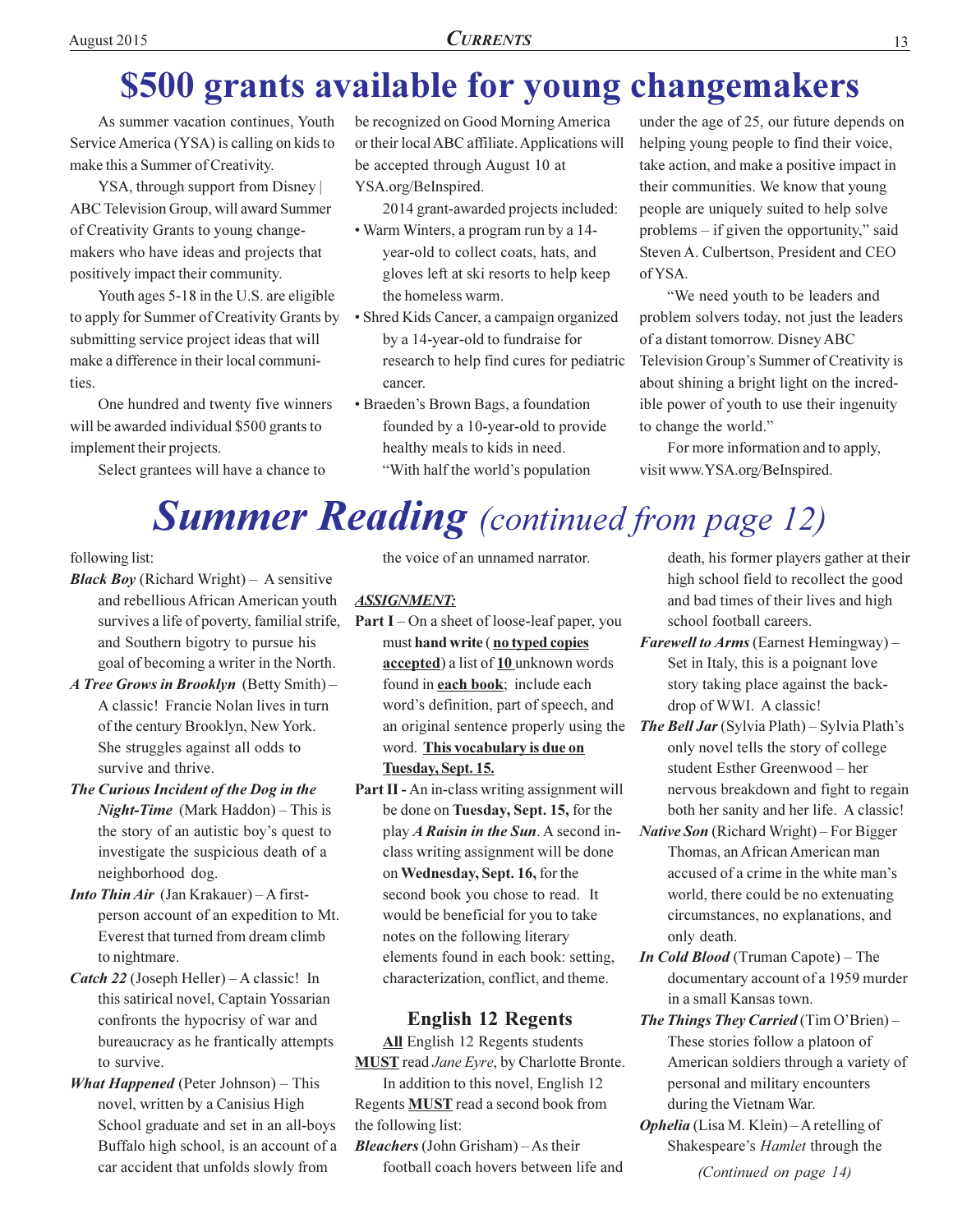# $500 grants available for young changemakers

As summer vacation continues, Youth Service America (YSA) is calling on kids to make this a Summer of Creativity.

YSA, through support from Disney | ABC Television Group, will award Summer of Creativity Grants to young change-makers who have ideas and projects that positively impact their community.

Youth ages 5-18 in the U.S. are eligible to apply for Summer of Creativity Grants by submitting service project ideas that will make a difference in their local communities.

One hundred and twenty five winners will be awarded individual $500 grants to implement their projects.

Select grantees will have a chance to be recognized on Good Morning America or their local ABC affiliate. Applications will be accepted through August 10 at YSA.org/BeInspired.

2014 grant-awarded projects included:

- Warm Winters, a program run by a 14-year-old to collect coats, hats, and gloves left at ski resorts to help keep the homeless warm.
- Shred Kids Cancer, a campaign organized by a 14-year-old to fundraise for research to help find cures for pediatric cancer.
- Braeden's Brown Bags, a foundation founded by a 10-year-old to provide healthy meals to kids in need.

"With half the world's population under the age of 25, our future depends on helping young people to find their voice, take action, and make a positive impact in their communities. We know that young people are uniquely suited to help solve problems – if given the opportunity," said Steven A. Culbertson, President and CEO of YSA.

"We need youth to be leaders and problem solvers today, not just the leaders of a distant tomorrow. Disney ABC Television Group's Summer of Creativity is about shining a bright light on the incredible power of youth to use their ingenuity to change the world."

For more information and to apply, visit www.YSA.org/BeInspired.

# *Summer Reading* *(continued from page 12)*

following list:

***Black Boy*** (Richard Wright) – A sensitive and rebellious African American youth survives a life of poverty, familial strife, and Southern bigotry to pursue his goal of becoming a writer in the North.

***A Tree Grows in Brooklyn*** (Betty Smith) – A classic! Francie Nolan lives in turn of the century Brooklyn, New York. She struggles against all odds to survive and thrive.

***The Curious Incident of the Dog in the Night-Time*** (Mark Haddon) – This is the story of an autistic boy's quest to investigate the suspicious death of a neighborhood dog.

***Into Thin Air*** (Jan Krakauer) – A first-person account of an expedition to Mt. Everest that turned from dream climb to nightmare.

***Catch 22*** (Joseph Heller) – A classic! In this satirical novel, Captain Yossarian confronts the hypocrisy of war and bureaucracy as he frantically attempts to survive.

***What Happened*** (Peter Johnson) – This novel, written by a Canisius High School graduate and set in an all-boys Buffalo high school, is an account of a car accident that unfolds slowly from the voice of an unnamed narrator.

***ASSIGNMENT:***

**Part I** – On a sheet of loose-leaf paper, you must **hand write** ( **no typed copies accepted**) a list of **10** unknown words found in **each book**; include each word's definition, part of speech, and an original sentence properly using the word. **This vocabulary is due on Tuesday, Sept. 15.**

**Part II -** An in-class writing assignment will be done on **Tuesday, Sept. 15,** for the play ***A Raisin in the Sun***. A second in-class writing assignment will be done on **Wednesday, Sept. 16,** for the second book you chose to read. It would be beneficial for you to take notes on the following literary elements found in each book: setting, characterization, conflict, and theme.

### English 12 Regents

**All** English 12 Regents students **MUST** read *Jane Eyre*, by Charlotte Bronte.

In addition to this novel, English 12 Regents **MUST** read a second book from the following list:

***Bleachers*** (John Grisham) – As their football coach hovers between life and death, his former players gather at their high school field to recollect the good and bad times of their lives and high school football careers.

***Farewell to Arms*** (Earnest Hemingway) – Set in Italy, this is a poignant love story taking place against the backdrop of WWI. A classic!

***The Bell Jar*** (Sylvia Plath) – Sylvia Plath's only novel tells the story of college student Esther Greenwood – her nervous breakdown and fight to regain both her sanity and her life. A classic!

***Native Son*** (Richard Wright) – For Bigger Thomas, an African American man accused of a crime in the white man's world, there could be no extenuating circumstances, no explanations, and only death.

***In Cold Blood*** (Truman Capote) – The documentary account of a 1959 murder in a small Kansas town.

***The Things They Carried*** (Tim O'Brien) – These stories follow a platoon of American soldiers through a variety of personal and military encounters during the Vietnam War.

***Ophelia*** (Lisa M. Klein) – A retelling of Shakespeare's *Hamlet* through the

*(Continued on page 14)*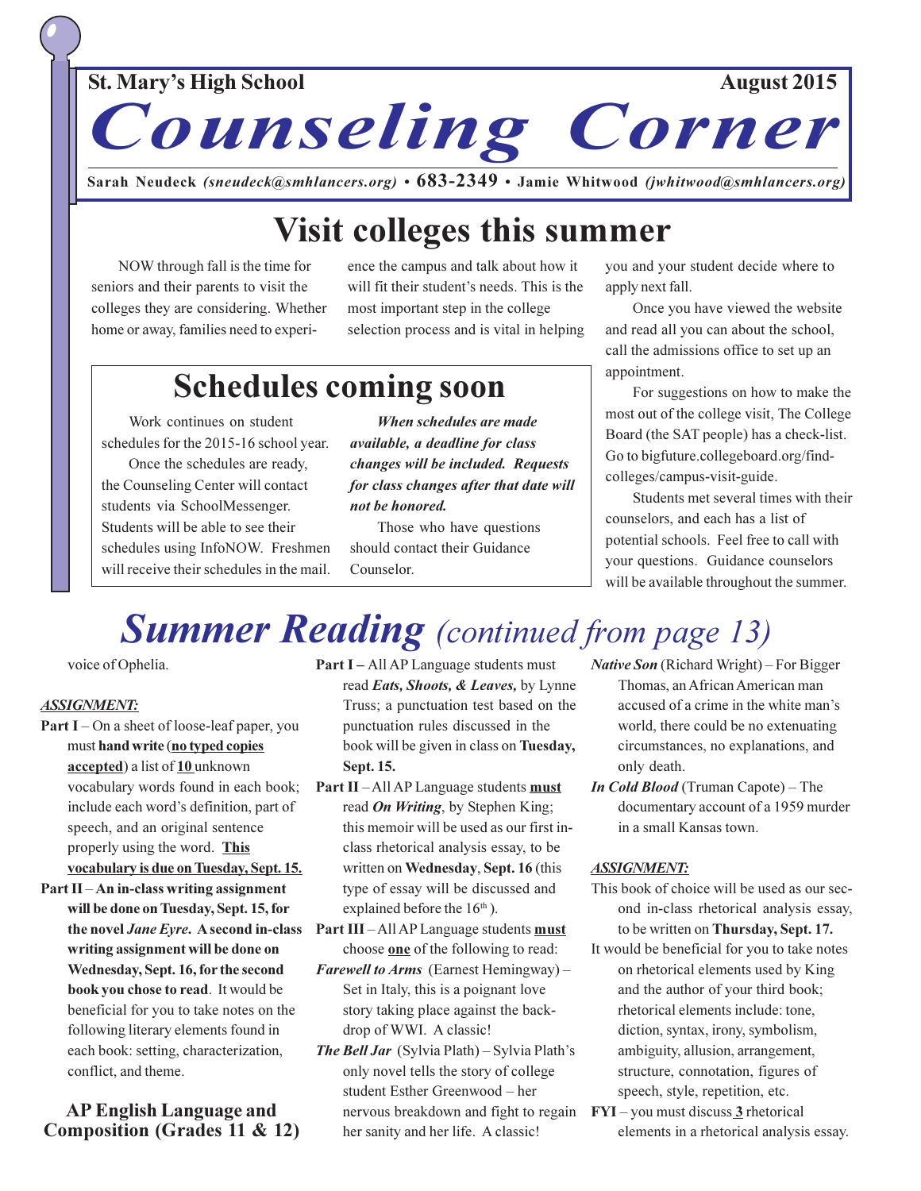St. Mary's High School — August 2015

# Counseling Corner

**Sarah Neudeck** *(sneudeck@smhlancers.org)* • **683-2349** • **Jamie Whitwood** *(jwhitwood@smhlancers.org)*

## Visit colleges this summer

NOW through fall is the time for seniors and their parents to visit the colleges they are considering. Whether home or away, families need to experience the campus and talk about how it will fit their student's needs. This is the most important step in the college selection process and is vital in helping you and your student decide where to apply next fall.

Once you have viewed the website and read all you can about the school, call the admissions office to set up an appointment.

For suggestions on how to make the most out of the college visit, The College Board (the SAT people) has a check-list. Go to bigfuture.collegeboard.org/find-colleges/campus-visit-guide.

Students met several times with their counselors, and each has a list of potential schools. Feel free to call with your questions. Guidance counselors will be available throughout the summer.

## Schedules coming soon

Work continues on student schedules for the 2015-16 school year.

Once the schedules are ready, the Counseling Center will contact students via SchoolMessenger. Students will be able to see their schedules using InfoNOW. Freshmen will receive their schedules in the mail.

***When schedules are made available, a deadline for class changes will be included. Requests for class changes after that date will not be honored.***

Those who have questions should contact their Guidance Counselor.

## *Summer Reading (continued from page 13)*

voice of Ophelia.

***ASSIGNMENT:***

**Part I** – On a sheet of loose-leaf paper, you must **hand write** (**no typed copies accepted**) a list of **10** unknown vocabulary words found in each book; include each word's definition, part of speech, and an original sentence properly using the word. **This vocabulary is due on Tuesday, Sept. 15.**

**Part II** – **An in-class writing assignment will be done on Tuesday, Sept. 15, for the novel *Jane Eyre*. A second in-class writing assignment will be done on Wednesday, Sept. 16, for the second book you chose to read**. It would be beneficial for you to take notes on the following literary elements found in each book: setting, characterization, conflict, and theme.

### AP English Language and Composition (Grades 11 & 12)

**Part I** – All AP Language students must read ***Eats, Shoots, & Leaves,*** by Lynne Truss; a punctuation test based on the punctuation rules discussed in the book will be given in class on **Tuesday, Sept. 15.**

**Part II** – All AP Language students **must** read ***On Writing***, by Stephen King; this memoir will be used as our first in-class rhetorical analysis essay, to be written on **Wednesday**, **Sept. 16** (this type of essay will be discussed and explained before the 16th ).

**Part III** – All AP Language students **must** choose **one** of the following to read:

***Farewell to Arms*** (Earnest Hemingway) – Set in Italy, this is a poignant love story taking place against the backdrop of WWI. A classic!

***The Bell Jar*** (Sylvia Plath) – Sylvia Plath's only novel tells the story of college student Esther Greenwood – her nervous breakdown and fight to regain her sanity and her life. A classic!

***Native Son*** (Richard Wright) – For Bigger Thomas, an African American man accused of a crime in the white man's world, there could be no extenuating circumstances, no explanations, and only death.

***In Cold Blood*** (Truman Capote) – The documentary account of a 1959 murder in a small Kansas town.

***ASSIGNMENT:***

This book of choice will be used as our second in-class rhetorical analysis essay, to be written on **Thursday, Sept. 17.**

It would be beneficial for you to take notes on rhetorical elements used by King and the author of your third book; rhetorical elements include: tone, diction, syntax, irony, symbolism, ambiguity, allusion, arrangement, structure, connotation, figures of speech, style, repetition, etc.

**FYI** – you must discuss **3** rhetorical elements in a rhetorical analysis essay.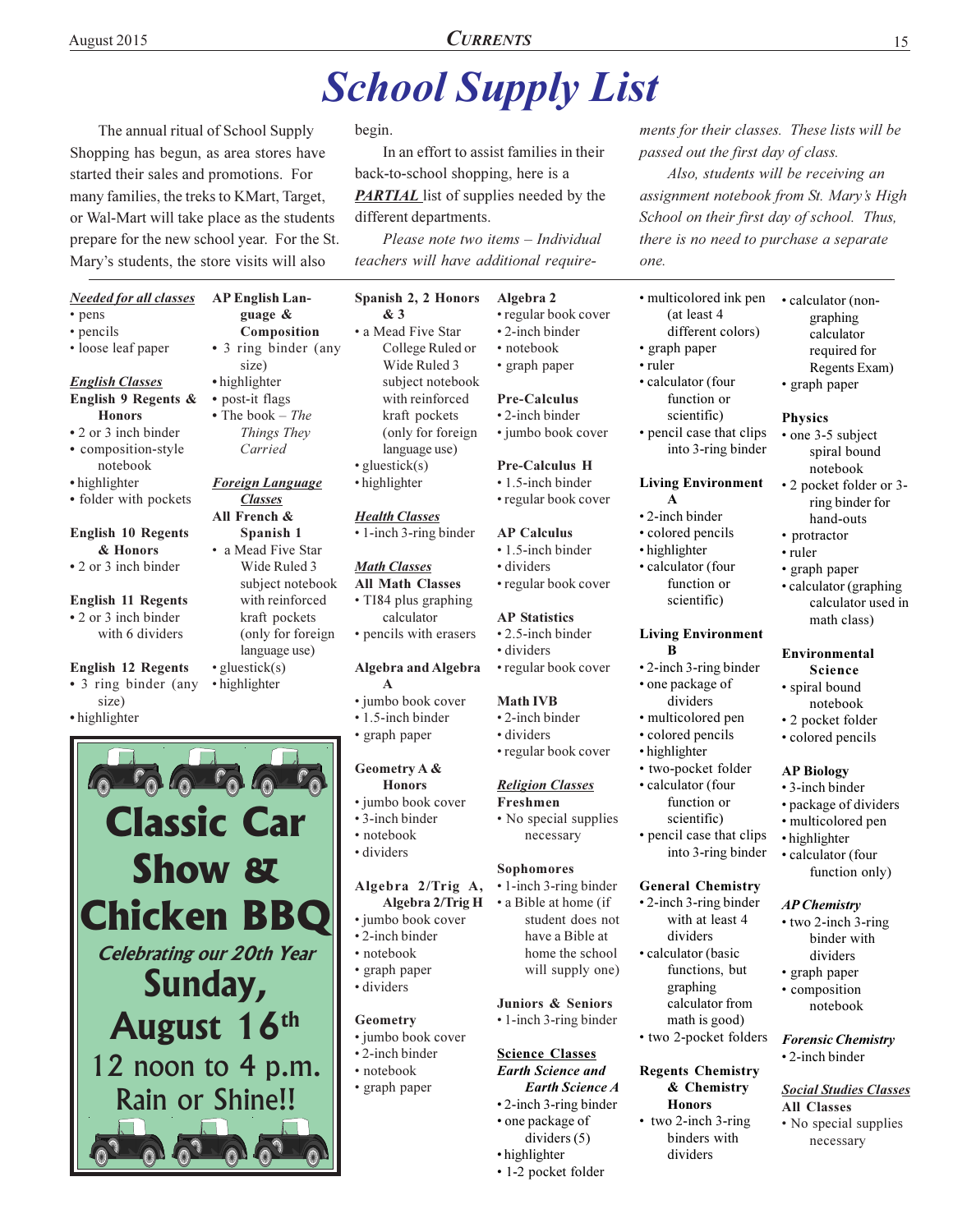# School Supply List

The annual ritual of School Supply Shopping has begun, as area stores have started their sales and promotions. For many families, the treks to KMart, Target, or Wal-Mart will take place as the students prepare for the new school year. For the St. Mary's students, the store visits will also begin.

In an effort to assist families in their back-to-school shopping, here is a ***PARTIAL*** list of supplies needed by the different departments.

*Please note two items – Individual teachers will have additional requirements for their classes. These lists will be passed out the first day of class.*

*Also, students will be receiving an assignment notebook from St. Mary's High School on their first day of school. Thus, there is no need to purchase a separate one.*

***Needed for all classes***
- pens
- pencils
- loose leaf paper

***English Classes***

**English 9 Regents & Honors**
- 2 or 3 inch binder
- composition-style notebook
- highlighter
- folder with pockets

**English 10 Regents & Honors**
- 2 or 3 inch binder

**English 11 Regents**
- 2 or 3 inch binder with 6 dividers

**English 12 Regents**
- 3 ring binder (any size)
- highlighter

**AP English Language & Composition**
- 3 ring binder (any size)
- highlighter
- post-it flags
- The book – *The Things They Carried*

***Foreign Language Classes***

**All French & Spanish 1**
- a Mead Five Star Wide Ruled 3 subject notebook with reinforced kraft pockets (only for foreign language use)
- gluestick(s)
- highlighter

**Spanish 2, 2 Honors & 3**
- a Mead Five Star College Ruled or Wide Ruled 3 subject notebook with reinforced kraft pockets (only for foreign language use)
- gluestick(s)
- highlighter

***Health Classes***
- 1-inch 3-ring binder

***Math Classes***

**All Math Classes**
- TI84 plus graphing calculator
- pencils with erasers

**Algebra and Algebra A**
- jumbo book cover
- 1.5-inch binder
- graph paper

**Geometry A & Honors**
- jumbo book cover
- 3-inch binder
- notebook
- dividers

**Algebra 2/Trig A, Algebra 2/Trig H**
- jumbo book cover
- 2-inch binder
- notebook
- graph paper
- dividers

**Geometry**
- jumbo book cover
- 2-inch binder
- notebook
- graph paper

**Algebra 2**
- regular book cover
- 2-inch binder
- notebook
- graph paper

**Pre-Calculus**
- 2-inch binder
- jumbo book cover

**Pre-Calculus H**
- 1.5-inch binder
- regular book cover

**AP Calculus**
- 1.5-inch binder
- dividers
- regular book cover

**AP Statistics**
- 2.5-inch binder
- dividers
- regular book cover

**Math IVB**
- 2-inch binder
- dividers
- regular book cover

***Religion Classes***

**Freshmen**
- No special supplies necessary

**Sophomores**
- 1-inch 3-ring binder
- a Bible at home (if student does not have a Bible at home the school will supply one)

**Juniors & Seniors**
- 1-inch 3-ring binder

***Science Classes***

***Earth Science and Earth Science A***
- 2-inch 3-ring binder
- one package of dividers (5)
- highlighter
- 1-2 pocket folder
- multicolored ink pen (at least 4 different colors)
- graph paper
- ruler
- calculator (four function or scientific)
- pencil case that clips into 3-ring binder

**Living Environment A**
- 2-inch binder
- colored pencils
- highlighter
- calculator (four function or scientific)

**Living Environment B**
- 2-inch 3-ring binder
- one package of dividers
- multicolored pen
- colored pencils
- highlighter
- two-pocket folder
- calculator (four function or scientific)
- pencil case that clips into 3-ring binder

**General Chemistry**
- 2-inch 3-ring binder with at least 4 dividers
- calculator (basic functions, but graphing calculator from math is good)
- two 2-pocket folders

**Regents Chemistry & Chemistry Honors**
- two 2-inch 3-ring binders with dividers
- calculator (non-graphing calculator required for Regents Exam)
- graph paper

**Physics**
- one 3-5 subject spiral bound notebook
- 2 pocket folder or 3-ring binder for hand-outs
- protractor
- ruler
- graph paper
- calculator (graphing calculator used in math class)

**Environmental Science**
- spiral bound notebook
- 2 pocket folder
- colored pencils

**AP Biology**
- 3-inch binder
- package of dividers
- multicolored pen
- highlighter
- calculator (four function only)

***AP Chemistry***
- two 2-inch 3-ring binder with dividers
- graph paper
- composition notebook

***Forensic Chemistry***
- 2-inch binder

***Social Studies Classes***

**All Classes**
- No special supplies necessary

---

**Classic Car Show & Chicken BBQ**

*Celebrating our 20th Year*

**Sunday, August 16th**

12 noon to 4 p.m.

Rain or Shine!!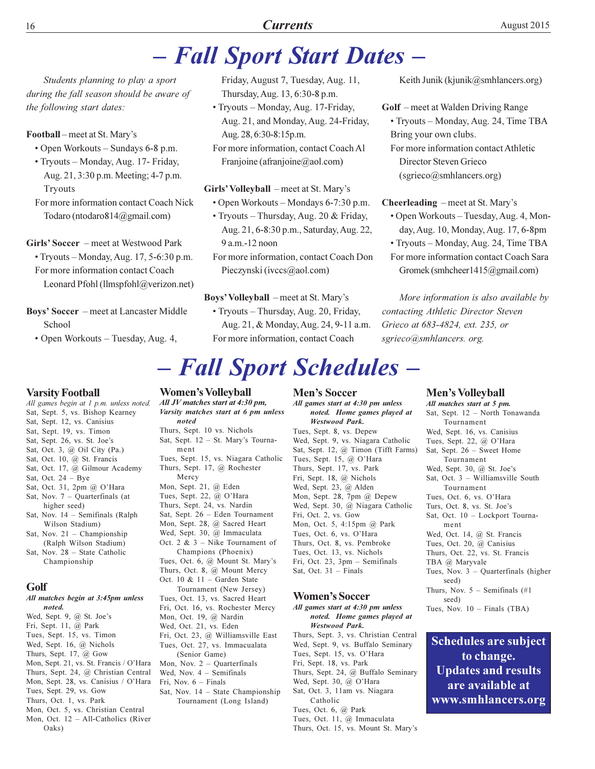# – Fall Sport Start Dates –

*Students planning to play a sport during the fall season should be aware of the following start dates:*

**Football** – meet at St. Mary's
- Open Workouts – Sundays 6-8 p.m.
- Tryouts – Monday, Aug. 17- Friday, Aug. 21, 3:30 p.m. Meeting; 4-7 p.m. Tryouts

For more information contact Coach Nick Todaro (ntodaro814@gmail.com)

**Girls' Soccer** – meet at Westwood Park
- Tryouts – Monday, Aug. 17, 5-6:30 p.m.

For more information contact Coach Leonard Pfohl (llmspfohl@verizon.net)

**Boys' Soccer** – meet at Lancaster Middle School
- Open Workouts – Tuesday, Aug. 4, Friday, August 7, Tuesday, Aug. 11, Thursday, Aug. 13, 6:30-8 p.m.
- Tryouts – Monday, Aug. 17-Friday, Aug. 21, and Monday, Aug. 24-Friday, Aug. 28, 6:30-8:15p.m.

For more information, contact Coach Al Franjoine (afranjoine@aol.com)

**Girls' Volleyball** – meet at St. Mary's
- Open Workouts – Mondays 6-7:30 p.m.
- Tryouts – Thursday, Aug. 20 & Friday, Aug. 21, 6-8:30 p.m., Saturday, Aug. 22, 9 a.m.-12 noon

For more information, contact Coach Don Pieczynski (ivccs@aol.com)

**Boys' Volleyball** – meet at St. Mary's
- Tryouts – Thursday, Aug. 20, Friday, Aug. 21, & Monday, Aug. 24, 9-11 a.m.

For more information, contact Coach Keith Junik (kjunik@smhlancers.org)

**Golf** – meet at Walden Driving Range
- Tryouts – Monday, Aug. 24, Time TBA

Bring your own clubs.
For more information contact Athletic Director Steven Grieco (sgrieco@smhlancers.org)

**Cheerleading** – meet at St. Mary's
- Open Workouts – Tuesday, Aug. 4, Monday, Aug. 10, Monday, Aug. 17, 6-8pm
- Tryouts – Monday, Aug. 24, Time TBA

For more information contact Coach Sara Gromek (smhcheer1415@gmail.com)

*More information is also available by contacting Athletic Director Steven Grieco at 683-4824, ext. 235, or sgrieco@smhlancers. org.*

# – Fall Sport Schedules –

## Varsity Football

*All games begin at 1 p.m. unless noted.*

Sat, Sept. 5, vs. Bishop Kearney
Sat, Sept. 12, vs. Canisius
Sat, Sept. 19, vs. Timon
Sat, Sept. 26, vs. St. Joe's
Sat, Oct. 3, @ Oil City (Pa.)
Sat, Oct. 10, @ St. Francis
Sat, Oct. 17, @ Gilmour Academy
Sat, Oct. 24 – Bye
Sat, Oct. 31, 2pm @ O'Hara
Sat, Nov. 7 – Quarterfinals (at higher seed)
Sat, Nov. 14 – Semifinals (Ralph Wilson Stadium)
Sat, Nov. 21 – Championship (Ralph Wilson Stadium)
Sat, Nov. 28 – State Catholic Championship

## Golf

***All matches begin at 3:45pm unless noted.***

Wed, Sept. 9, @ St. Joe's
Fri, Sept. 11, @ Park
Tues, Sept. 15, vs. Timon
Wed, Sept. 16, @ Nichols
Thurs, Sept. 17, @ Gow
Mon, Sept. 21, vs. St. Francis / O'Hara
Thurs, Sept. 24, @ Christian Central
Mon, Sept. 28, vs. Canisius / O'Hara
Tues, Sept. 29, vs. Gow
Thurs, Oct. 1, vs. Park
Mon, Oct. 5, vs. Christian Central
Mon, Oct. 12 – All-Catholics (River Oaks)

## Women's Volleyball

***All JV matches start at 4:30 pm, Varsity matches start at 6 pm unless noted***

Thurs, Sept. 10 vs. Nichols
Sat, Sept. 12 – St. Mary's Tournament
Tues, Sept. 15, vs. Niagara Catholic
Thurs, Sept. 17, @ Rochester Mercy
Mon, Sept. 21, @ Eden
Tues, Sept. 22, @ O'Hara
Thurs, Sept. 24, vs. Nardin
Sat, Sept. 26 – Eden Tournament
Mon, Sept. 28, @ Sacred Heart
Wed, Sept. 30, @ Immaculata
Oct. 2 & 3 – Nike Tournament of Champions (Phoenix)
Tues, Oct. 6, @ Mount St. Mary's
Thurs, Oct. 8, @ Mount Mercy
Oct. 10 & 11 – Garden State Tournament (New Jersey)
Tues, Oct. 13, vs. Sacred Heart
Fri, Oct. 16, vs. Rochester Mercy
Mon, Oct. 19, @ Nardin
Wed, Oct. 21, vs. Eden
Fri, Oct. 23, @ Williamsville East
Tues, Oct. 27, vs. Immacualata (Senior Game)
Mon, Nov. 2 – Quarterfinals
Wed, Nov. 4 – Semifinals
Fri, Nov. 6 – Finals
Sat, Nov. 14 – State Championship Tournament (Long Island)

## Men's Soccer

***All games start at 4:30 pm unless noted. Home games played at Westwood Park.***

Tues, Sept. 8, vs. Depew
Wed, Sept. 9, vs. Niagara Catholic
Sat, Sept. 12, @ Timon (Tifft Farms)
Tues, Sept. 15, @ O'Hara
Thurs, Sept. 17, vs. Park
Fri, Sept. 18, @ Nichols
Wed, Sept. 23, @ Alden
Mon, Sept. 28, 7pm @ Depew
Wed, Sept. 30, @ Niagara Catholic
Fri, Oct. 2, vs. Gow
Mon, Oct. 5, 4:15pm @ Park
Tues, Oct. 6, vs. O'Hara
Thurs, Oct. 8, vs. Pembroke
Tues, Oct. 13, vs. Nichols
Fri, Oct. 23, 3pm – Semifinals
Sat, Oct. 31 – Finals

## Women's Soccer

***All games start at 4:30 pm unless noted. Home games played at Westwood Park.***

Thurs, Sept. 3, vs. Christian Central
Wed, Sept. 9, vs. Buffalo Seminary
Tues, Sept. 15, vs. O'Hara
Fri, Sept. 18, vs. Park
Thurs, Sept. 24, @ Buffalo Seminary
Wed, Sept. 30, @ O'Hara
Sat, Oct. 3, 11am vs. Niagara Catholic
Tues, Oct. 6, @ Park
Tues, Oct. 11, @ Immaculata
Thurs, Oct. 15, vs. Mount St. Mary's

## Men's Volleyball

***All matches start at 5 pm.***

Sat, Sept. 12 – North Tonawanda Tournament
Wed, Sept. 16, vs. Canisius
Tues, Sept. 22, @ O'Hara
Sat, Sept. 26 – Sweet Home Tournament
Wed, Sept. 30, @ St. Joe's
Sat, Oct. 3 – Williamsville South Tournament
Tues, Oct. 6, vs. O'Hara
Turs, Oct. 8, vs. St. Joe's
Sat, Oct. 10 – Lockport Tournament
Wed, Oct. 14, @ St. Francis
Tues, Oct. 20, @ Canisius
Thurs, Oct. 22, vs. St. Francis
TBA @ Maryvale
Tues, Nov. 3 – Quarterfinals (higher seed)
Thurs, Nov. 5 – Semifinals (#1 seed)
Tues, Nov. 10 – Finals (TBA)

**Schedules are subject to change. Updates and results are available at www.smhlancers.org**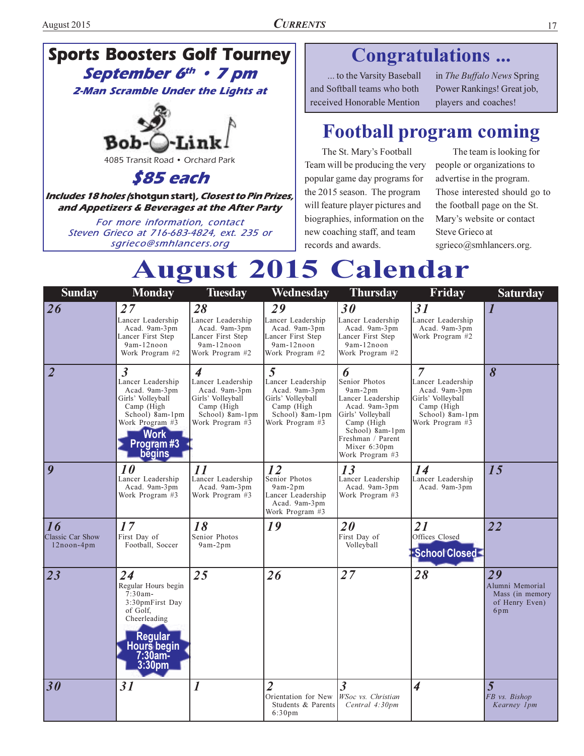## Sports Boosters Golf Tourney

**September 6th • 7 pm**

**2-Man Scramble Under the Lights at**

Bob-O-Link

4085 Transit Road • Orchard Park

**$85 each**

**Includes 18 holes (shotgun start), Closest to Pin Prizes, and Appetizers & Beverages at the After Party**

For more information, contact Steven Grieco at 716-683-4824, ext. 235 or sgrieco@smhlancers.org

## Congratulations ...

... to the Varsity Baseball and Softball teams who both received Honorable Mention in *The Buffalo News* Spring Power Rankings! Great job, players and coaches!

## Football program coming

The St. Mary's Football Team will be producing the very popular game day programs for the 2015 season. The program will feature player pictures and biographies, information on the new coaching staff, and team records and awards.

The team is looking for people or organizations to advertise in the program. Those interested should go to the football page on the St. Mary's website or contact Steve Grieco at sgrieco@smhlancers.org.

# August 2015 Calendar

| Sunday | Monday | Tuesday | Wednesday | Thursday | Friday | Saturday |
|---|---|---|---|---|---|---|
| **26** | **27** Lancer Leadership Acad. 9am-3pm; Lancer First Step 9am-12noon; Work Program #2 | **28** Lancer Leadership Acad. 9am-3pm; Lancer First Step 9am-12noon; Work Program #2 | **29** Lancer Leadership Acad. 9am-3pm; Lancer First Step 9am-12noon; Work Program #2 | **30** Lancer Leadership Acad. 9am-3pm; Lancer First Step 9am-12noon; Work Program #2 | **31** Lancer Leadership Acad. 9am-3pm; Work Program #2 | **1** |
| **2** | **3** Lancer Leadership Acad. 9am-3pm; Girls' Volleyball Camp (High School) 8am-1pm; Work Program #3; **Work Program #3 begins** | **4** Lancer Leadership Acad. 9am-3pm; Girls' Volleyball Camp (High School) 8am-1pm; Work Program #3 | **5** Lancer Leadership Acad. 9am-3pm; Girls' Volleyball Camp (High School) 8am-1pm; Work Program #3 | **6** Senior Photos 9am-2pm; Lancer Leadership Acad. 9am-3pm; Girls' Volleyball Camp (High School) 8am-1pm; Freshman / Parent Mixer 6:30pm; Work Program #3 | **7** Lancer Leadership Acad. 9am-3pm; Girls' Volleyball Camp (High School) 8am-1pm; Work Program #3 | **8** |
| **9** | **10** Lancer Leadership Acad. 9am-3pm; Work Program #3 | **11** Lancer Leadership Acad. 9am-3pm; Work Program #3 | **12** Senior Photos 9am-2pm; Lancer Leadership Acad. 9am-3pm; Work Program #3 | **13** Lancer Leadership Acad. 9am-3pm; Work Program #3 | **14** Lancer Leadership Acad. 9am-3pm | **15** |
| **16** Classic Car Show 12noon-4pm | **17** First Day of Football, Soccer | **18** Senior Photos 9am-2pm | **19** | **20** First Day of Volleyball | **21** Offices Closed; **School Closed** | **22** |
| **23** | **24** Regular Hours begin 7:30am-3:30pm; First Day of Golf, Cheerleading; **Regular Hours begin 7:30am-3:30pm** | **25** | **26** | **27** | **28** | **29** Alumni Memorial Mass (in memory of Henry Even) 6pm |
| **30** | **31** | **1** | **2** Orientation for New Students & Parents 6:30pm | **3** *WSoc vs. Christian Central 4:30pm* | **4** | **5** *FB vs. Bishop Kearney 1pm* |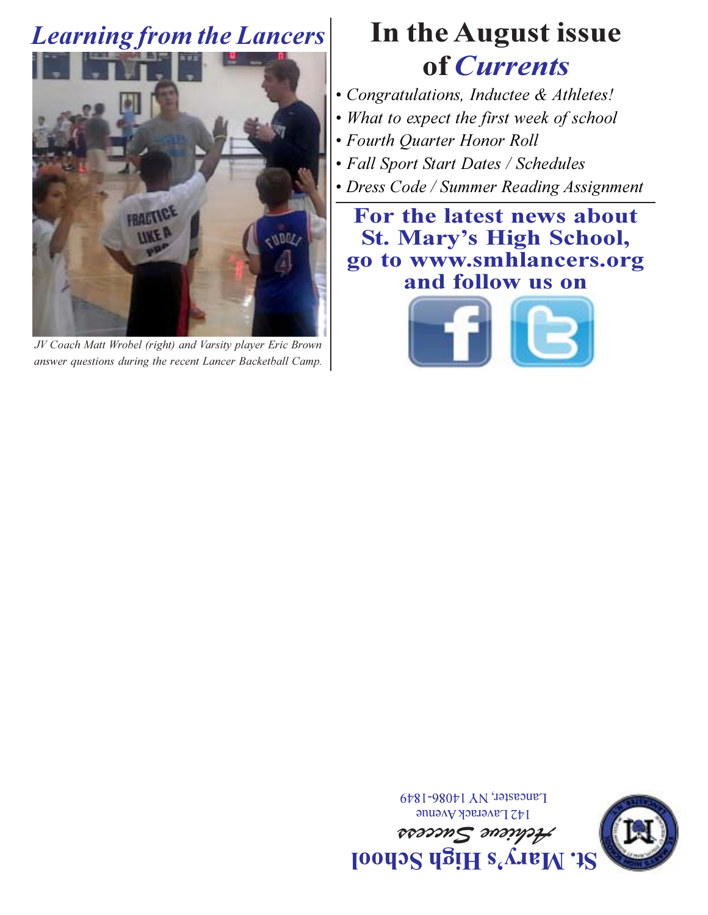## *Learning from the Lancers*

*JV Coach Matt Wrobel (right) and Varsity player Eric Brown answer questions during the recent Lancer Backetball Camp.*

# In the August issue of *Currents*

- *Congratulations, Inductee & Athletes!*
- *What to expect the first week of school*
- *Fourth Quarter Honor Roll*
- *Fall Sport Start Dates / Schedules*
- *Dress Code / Summer Reading Assignment*

**For the latest news about St. Mary's High School, go to www.smhlancers.org and follow us on**

**St. Mary's High School**

*Achieve Success*

142 Laverack Avenue
Lancaster, NY 14086-1849